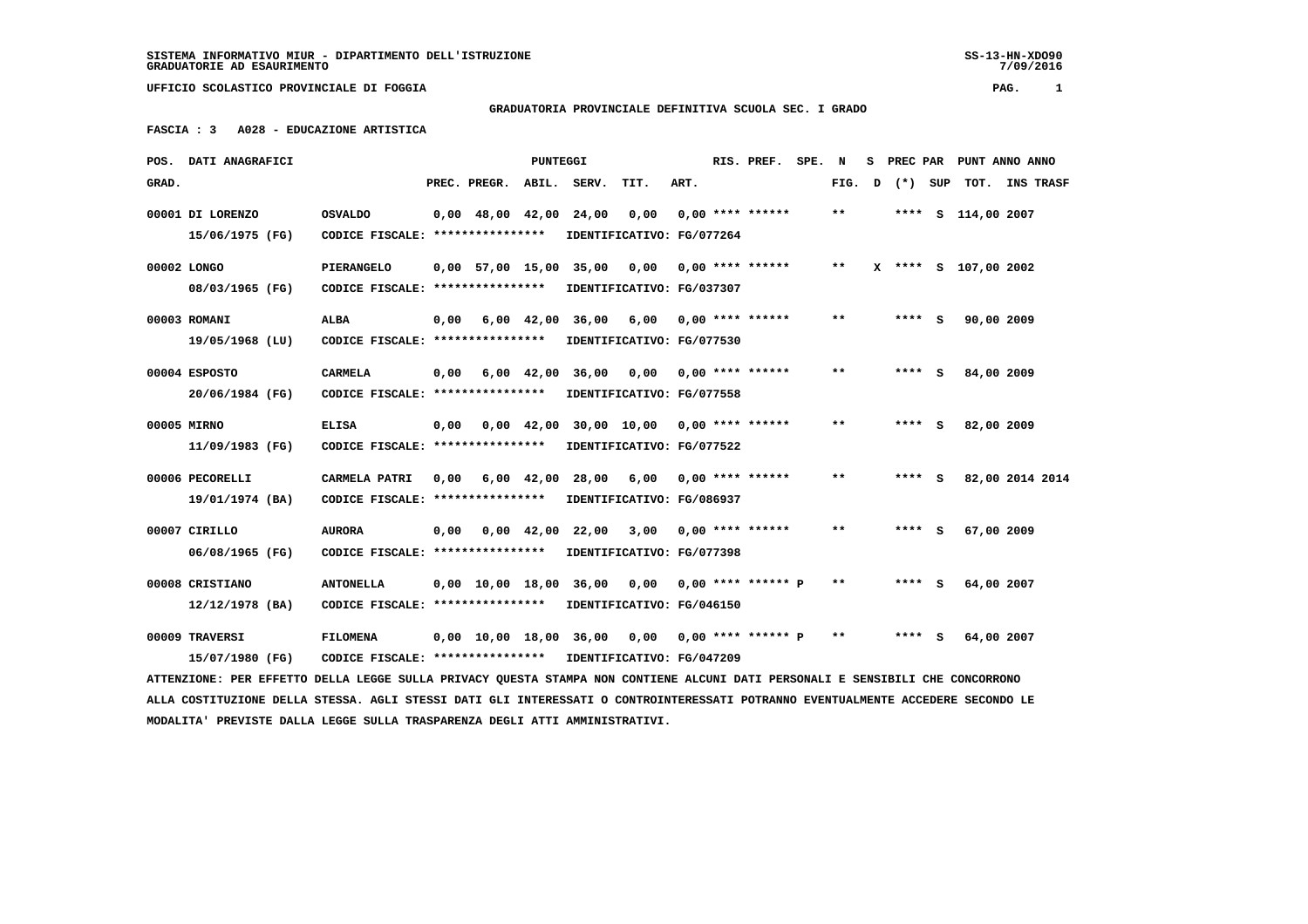SISTEMA INFORMATIVO MIUR - DIPARTIMENTO DELL'ISTRUZIONE
GRADUATORIE AD ESAURIMENTO

UFFICIO SCOLASTICO PROVINCIALE DI FOGGIA

**GRADUATORIA PROVINCIALE DEFINITIVA SCUOLA SEC. I GRADO**

**FASCIA : 3   A028 - EDUCAZIONE ARTISTICA**

| POS. GRAD. | DATI ANAGRAFICI | | PREC. | PREGR. | ABIL. | SERV. | TIT. | ART. | RIS. | PREF. | SPE. | N FIG. | S D | PREC (*) | PAR SUP | PUNT TOT. | ANNO | ANNO INS TRASF |
|---|---|---|---|---|---|---|---|---|---|---|---|---|---|---|---|---|---|---|
| 00001 | DI LORENZO 15/06/1975 (FG) | OSVALDO CODICE FISCALE: **************** IDENTIFICATIVO: FG/077264 | 0,00 | 48,00 | 42,00 | 24,00 | 0,00 | 0,00 | **** | ****** | | ** | | **** | S | 114,00 | 2007 | |
| 00002 | LONGO 08/03/1965 (FG) | PIERANGELO CODICE FISCALE: **************** IDENTIFICATIVO: FG/037307 | 0,00 | 57,00 | 15,00 | 35,00 | 0,00 | 0,00 | **** | ****** | | ** | X | **** | S | 107,00 | 2002 | |
| 00003 | ROMANI 19/05/1968 (LU) | ALBA CODICE FISCALE: **************** IDENTIFICATIVO: FG/077530 | 0,00 | 6,00 | 42,00 | 36,00 | 6,00 | 0,00 | **** | ****** | | ** | | **** | S | 90,00 | 2009 | |
| 00004 | ESPOSTO 20/06/1984 (FG) | CARMELA CODICE FISCALE: **************** IDENTIFICATIVO: FG/077558 | 0,00 | 6,00 | 42,00 | 36,00 | 0,00 | 0,00 | **** | ****** | | ** | | **** | S | 84,00 | 2009 | |
| 00005 | MIRNO 11/09/1983 (FG) | ELISA CODICE FISCALE: **************** IDENTIFICATIVO: FG/077522 | 0,00 | 0,00 | 42,00 | 30,00 | 10,00 | 0,00 | **** | ****** | | ** | | **** | S | 82,00 | 2009 | |
| 00006 | PECORELLI 19/01/1974 (BA) | CARMELA PATRI CODICE FISCALE: **************** IDENTIFICATIVO: FG/086937 | 0,00 | 6,00 | 42,00 | 28,00 | 6,00 | 0,00 | **** | ****** | | ** | | **** | S | 82,00 | 2014 | 2014 |
| 00007 | CIRILLO 06/08/1965 (FG) | AURORA CODICE FISCALE: **************** IDENTIFICATIVO: FG/077398 | 0,00 | 0,00 | 42,00 | 22,00 | 3,00 | 0,00 | **** | ****** | | ** | | **** | S | 67,00 | 2009 | |
| 00008 | CRISTIANO 12/12/1978 (BA) | ANTONELLA CODICE FISCALE: **************** IDENTIFICATIVO: FG/046150 | 0,00 | 10,00 | 18,00 | 36,00 | 0,00 | 0,00 | **** | ****** | P | ** | | **** | S | 64,00 | 2007 | |
| 00009 | TRAVERSI 15/07/1980 (FG) | FILOMENA CODICE FISCALE: **************** IDENTIFICATIVO: FG/047209 | 0,00 | 10,00 | 18,00 | 36,00 | 0,00 | 0,00 | **** | ****** | P | ** | | **** | S | 64,00 | 2007 | |

ATTENZIONE: PER EFFETTO DELLA LEGGE SULLA PRIVACY QUESTA STAMPA NON CONTIENE ALCUNI DATI PERSONALI E SENSIBILI CHE CONCORRONO ALLA COSTITUZIONE DELLA STESSA. AGLI STESSI DATI GLI INTERESSATI O CONTROINTERESSATI POTRANNO EVENTUALMENTE ACCEDERE SECONDO LE MODALITA' PREVISTE DALLA LEGGE SULLA TRASPARENZA DEGLI ATTI AMMINISTRATIVI.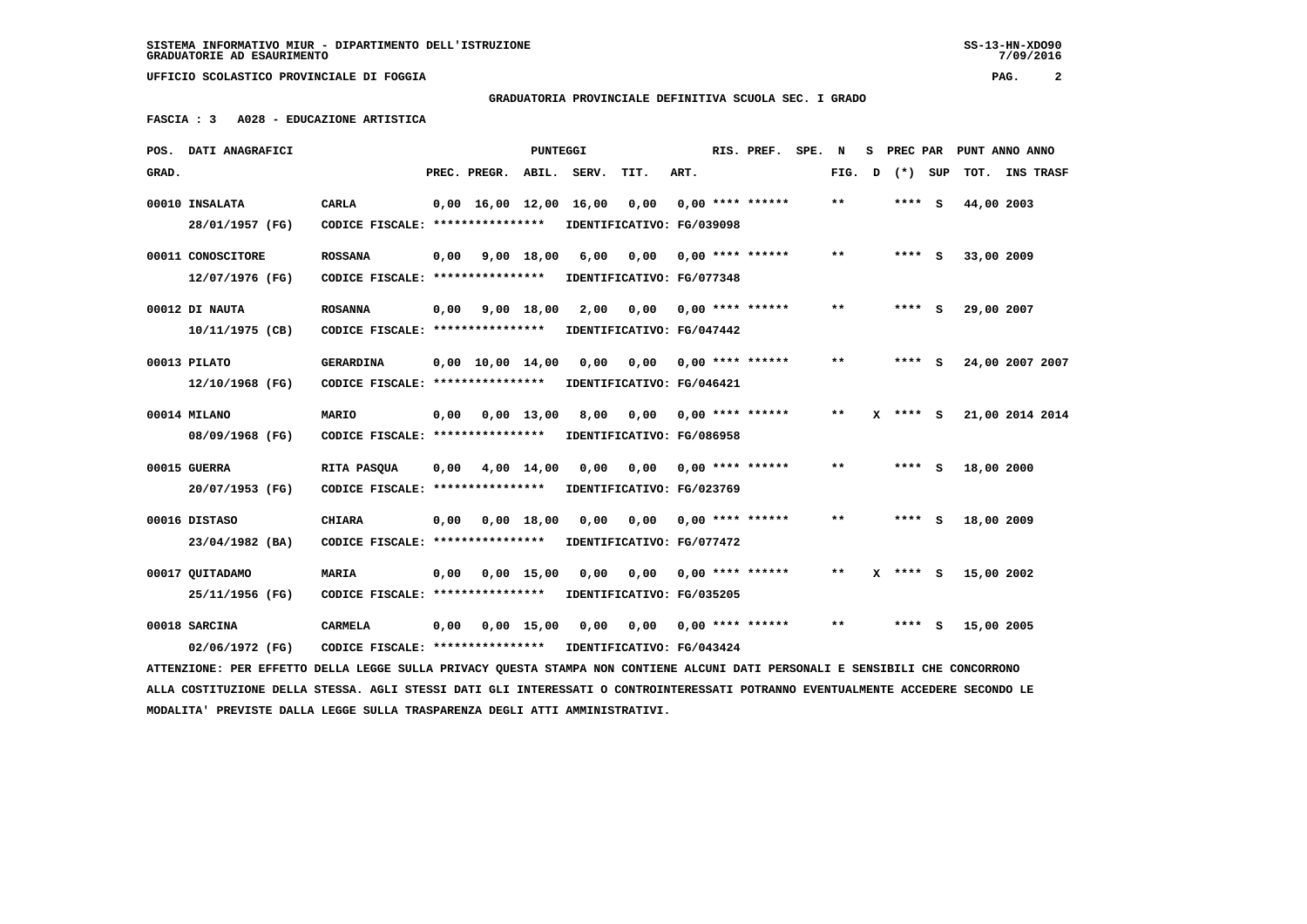SISTEMA INFORMATIVO MIUR - DIPARTIMENTO DELL'ISTRUZIONE
GRADUATORIE AD ESAURIMENTO

UFFICIO SCOLASTICO PROVINCIALE DI FOGGIA

GRADUATORIA PROVINCIALE DEFINITIVA SCUOLA SEC. I GRADO

FASCIA : 3 A028 - EDUCAZIONE ARTISTICA

| POS. GRAD. | DATI ANAGRAFICI | | PREC. | PREGR. | ABIL. | SERV. | TIT. | ART. | RIS. PREF. | SPE. N FIG. | S D | PREC PAR (*) | SUP | PUNT TOT. | ANNO INS | ANNO TRASF |
|---|---|---|---|---|---|---|---|---|---|---|---|---|---|---|---|---|
| 00010 | INSALATA 28/01/1957 (FG) | CARLA CODICE FISCALE: **************** IDENTIFICATIVO: FG/039098 | 0,00 | 16,00 | 12,00 | 16,00 | 0,00 | 0,00 | **** ****** | ** | | **** | S | 44,00 | 2003 | |
| 00011 | CONOSCITORE 12/07/1976 (FG) | ROSSANA CODICE FISCALE: **************** IDENTIFICATIVO: FG/077348 | 0,00 | 9,00 | 18,00 | 6,00 | 0,00 | 0,00 | **** ****** | ** | | **** | S | 33,00 | 2009 | |
| 00012 | DI NAUTA 10/11/1975 (CB) | ROSANNA CODICE FISCALE: **************** IDENTIFICATIVO: FG/047442 | 0,00 | 9,00 | 18,00 | 2,00 | 0,00 | 0,00 | **** ****** | ** | | **** | S | 29,00 | 2007 | |
| 00013 | PILATO 12/10/1968 (FG) | GERARDINA CODICE FISCALE: **************** IDENTIFICATIVO: FG/046421 | 0,00 | 10,00 | 14,00 | 0,00 | 0,00 | 0,00 | **** ****** | ** | | **** | S | 24,00 | 2007 | 2007 |
| 00014 | MILANO 08/09/1968 (FG) | MARIO CODICE FISCALE: **************** IDENTIFICATIVO: FG/086958 | 0,00 | 0,00 | 13,00 | 8,00 | 0,00 | 0,00 | **** ****** | ** | X | **** | S | 21,00 | 2014 | 2014 |
| 00015 | GUERRA 20/07/1953 (FG) | RITA PASQUA CODICE FISCALE: **************** IDENTIFICATIVO: FG/023769 | 0,00 | 4,00 | 14,00 | 0,00 | 0,00 | 0,00 | **** ****** | ** | | **** | S | 18,00 | 2000 | |
| 00016 | DISTASO 23/04/1982 (BA) | CHIARA CODICE FISCALE: **************** IDENTIFICATIVO: FG/077472 | 0,00 | 0,00 | 18,00 | 0,00 | 0,00 | 0,00 | **** ****** | ** | | **** | S | 18,00 | 2009 | |
| 00017 | QUITADAMO 25/11/1956 (FG) | MARIA CODICE FISCALE: **************** IDENTIFICATIVO: FG/035205 | 0,00 | 0,00 | 15,00 | 0,00 | 0,00 | 0,00 | **** ****** | ** | X | **** | S | 15,00 | 2002 | |
| 00018 | SARCINA 02/06/1972 (FG) | CARMELA CODICE FISCALE: **************** IDENTIFICATIVO: FG/043424 | 0,00 | 0,00 | 15,00 | 0,00 | 0,00 | 0,00 | **** ****** | ** | | **** | S | 15,00 | 2005 | |

ATTENZIONE: PER EFFETTO DELLA LEGGE SULLA PRIVACY QUESTA STAMPA NON CONTIENE ALCUNI DATI PERSONALI E SENSIBILI CHE CONCORRONO ALLA COSTITUZIONE DELLA STESSA. AGLI STESSI DATI GLI INTERESSATI O CONTROINTERESSATI POTRANNO EVENTUALMENTE ACCEDERE SECONDO LE MODALITA' PREVISTE DALLA LEGGE SULLA TRASPARENZA DEGLI ATTI AMMINISTRATIVI.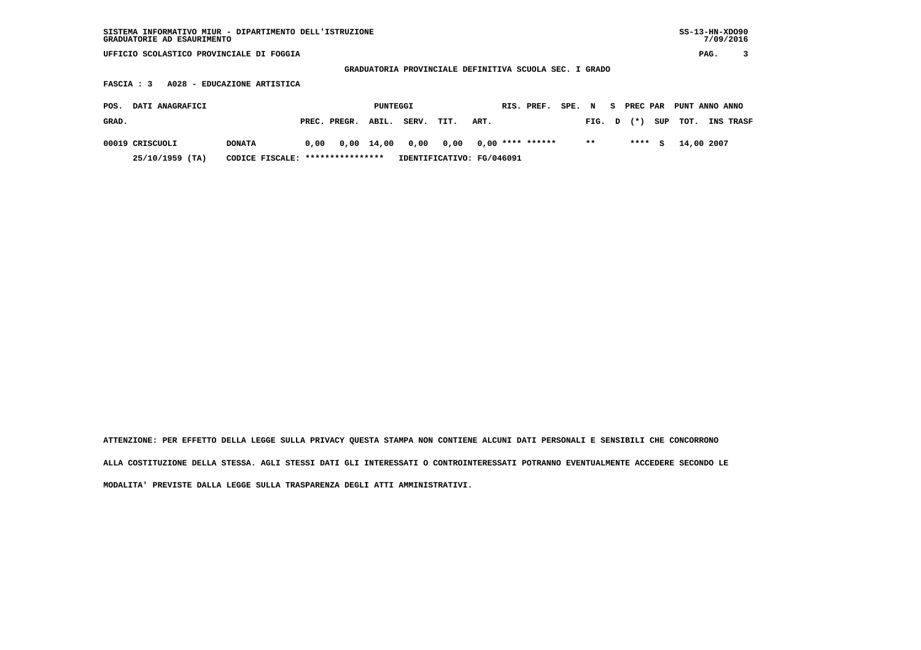SISTEMA INFORMATIVO MIUR - DIPARTIMENTO DELL'ISTRUZIONE
GRADUATORIE AD ESAURIMENTO

UFFICIO SCOLASTICO PROVINCIALE DI FOGGIA

**GRADUATORIA PROVINCIALE DEFINITIVA SCUOLA SEC. I GRADO**

**FASCIA : 3 A028 - EDUCAZIONE ARTISTICA**

| POS. GRAD. | DATI ANAGRAFICI | | PUNTEGGI PREC. | PREGR. | ABIL. | SERV. | TIT. | ART. | RIS. | PREF. | SPE. | N FIG. | S D | PREC PAR (*) | SUP | PUNT TOT. | ANNO INS | ANNO TRASF |
|---|---|---|---|---|---|---|---|---|---|---|---|---|---|---|---|---|---|---|
| 00019 | CRISCUOLI | DONATA | 0,00 | 0,00 | 14,00 | 0,00 | 0,00 | 0,00 | **** | ****** | | ** | | **** | S | 14,00 | 2007 | |
| | 25/10/1959 (TA) | CODICE FISCALE: **************** | IDENTIFICATIVO: FG/046091 | | | | | | | | | | | | | | | |

ATTENZIONE: PER EFFETTO DELLA LEGGE SULLA PRIVACY QUESTA STAMPA NON CONTIENE ALCUNI DATI PERSONALI E SENSIBILI CHE CONCORRONO ALLA COSTITUZIONE DELLA STESSA. AGLI STESSI DATI GLI INTERESSATI O CONTROINTERESSATI POTRANNO EVENTUALMENTE ACCEDERE SECONDO LE MODALITA' PREVISTE DALLA LEGGE SULLA TRASPARENZA DEGLI ATTI AMMINISTRATIVI.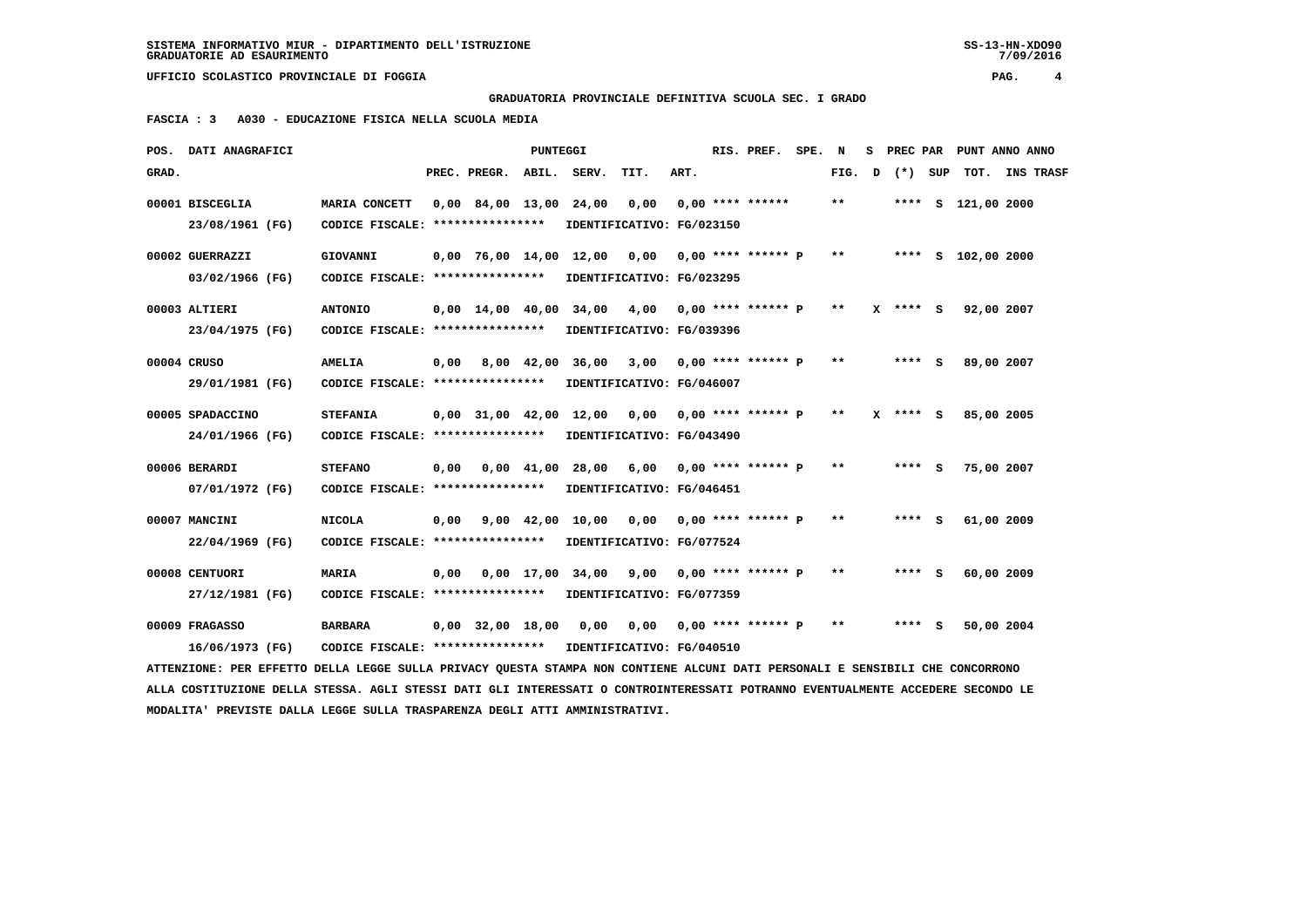SISTEMA INFORMATIVO MIUR - DIPARTIMENTO DELL'ISTRUZIONE
GRADUATORIE AD ESAURIMENTO

UFFICIO SCOLASTICO PROVINCIALE DI FOGGIA

GRADUATORIA PROVINCIALE DEFINITIVA SCUOLA SEC. I GRADO

FASCIA : 3 A030 - EDUCAZIONE FISICA NELLA SCUOLA MEDIA

| POS. GRAD. | DATI ANAGRAFICI | | PREC. | PREGR. | ABIL. | SERV. | TIT. | ART. | RIS. | PREF. | SPE. | N FIG. | S D | PREC PAR (*) | SUP | PUNT TOT. | ANNO INS | TRASF |
|---|---|---|---|---|---|---|---|---|---|---|---|---|---|---|---|---|---|---|
| 00001 | BISCEGLIA 23/08/1961 (FG) | MARIA CONCETT CODICE FISCALE: **************** IDENTIFICATIVO: FG/023150 | 0,00 | 84,00 | 13,00 | 24,00 | 0,00 | 0,00 | **** | ****** | | ** | | **** | S | 121,00 | 2000 | |
| 00002 | GUERRAZZI 03/02/1966 (FG) | GIOVANNI CODICE FISCALE: **************** IDENTIFICATIVO: FG/023295 | 0,00 | 76,00 | 14,00 | 12,00 | 0,00 | 0,00 | **** | ****** P | | ** | | **** | S | 102,00 | 2000 | |
| 00003 | ALTIERI 23/04/1975 (FG) | ANTONIO CODICE FISCALE: **************** IDENTIFICATIVO: FG/039396 | 0,00 | 14,00 | 40,00 | 34,00 | 4,00 | 0,00 | **** | ****** P | | ** | X | **** | S | 92,00 | 2007 | |
| 00004 | CRUSO 29/01/1981 (FG) | AMELIA CODICE FISCALE: **************** IDENTIFICATIVO: FG/046007 | 0,00 | 8,00 | 42,00 | 36,00 | 3,00 | 0,00 | **** | ****** P | | ** | | **** | S | 89,00 | 2007 | |
| 00005 | SPADACCINO 24/01/1966 (FG) | STEFANIA CODICE FISCALE: **************** IDENTIFICATIVO: FG/043490 | 0,00 | 31,00 | 42,00 | 12,00 | 0,00 | 0,00 | **** | ****** P | | ** | X | **** | S | 85,00 | 2005 | |
| 00006 | BERARDI 07/01/1972 (FG) | STEFANO CODICE FISCALE: **************** IDENTIFICATIVO: FG/046451 | 0,00 | 0,00 | 41,00 | 28,00 | 6,00 | 0,00 | **** | ****** P | | ** | | **** | S | 75,00 | 2007 | |
| 00007 | MANCINI 22/04/1969 (FG) | NICOLA CODICE FISCALE: **************** IDENTIFICATIVO: FG/077524 | 0,00 | 9,00 | 42,00 | 10,00 | 0,00 | 0,00 | **** | ****** P | | ** | | **** | S | 61,00 | 2009 | |
| 00008 | CENTUORI 27/12/1981 (FG) | MARIA CODICE FISCALE: **************** IDENTIFICATIVO: FG/077359 | 0,00 | 0,00 | 17,00 | 34,00 | 9,00 | 0,00 | **** | ****** P | | ** | | **** | S | 60,00 | 2009 | |
| 00009 | FRAGASSO 16/06/1973 (FG) | BARBARA CODICE FISCALE: **************** IDENTIFICATIVO: FG/040510 | 0,00 | 32,00 | 18,00 | 0,00 | 0,00 | 0,00 | **** | ****** P | | ** | | **** | S | 50,00 | 2004 | |

ATTENZIONE: PER EFFETTO DELLA LEGGE SULLA PRIVACY QUESTA STAMPA NON CONTIENE ALCUNI DATI PERSONALI E SENSIBILI CHE CONCORRONO ALLA COSTITUZIONE DELLA STESSA. AGLI STESSI DATI GLI INTERESSATI O CONTROINTERESSATI POTRANNO EVENTUALMENTE ACCEDERE SECONDO LE MODALITA' PREVISTE DALLA LEGGE SULLA TRASPARENZA DEGLI ATTI AMMINISTRATIVI.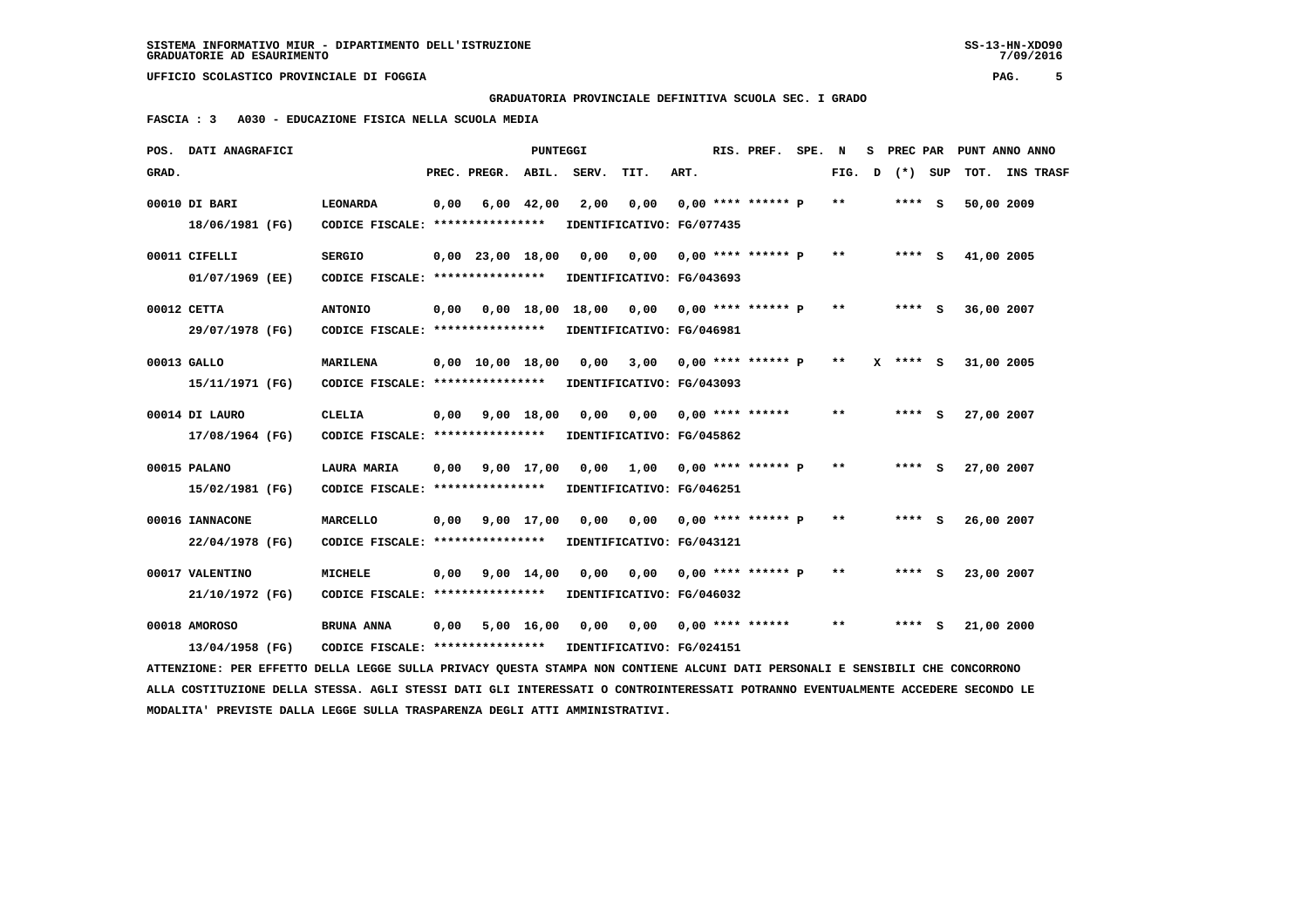SISTEMA INFORMATIVO MIUR - DIPARTIMENTO DELL'ISTRUZIONE
GRADUATORIE AD ESAURIMENTO

UFFICIO SCOLASTICO PROVINCIALE DI FOGGIA

GRADUATORIA PROVINCIALE DEFINITIVA SCUOLA SEC. I GRADO

FASCIA : 3   A030 - EDUCAZIONE FISICA NELLA SCUOLA MEDIA

| POS. GRAD. | DATI ANAGRAFICI | | PREC. | PREGR. | ABIL. | SERV. | TIT. | ART. | RIS. PREF. | SPE. | N FIG. | S D | PREC PAR (*) | SUP | PUNT ANNO TOT. | ANNO INS TRASF |
|---|---|---|---|---|---|---|---|---|---|---|---|---|---|---|---|---|
| 00010 | DI BARI | LEONARDA | 0,00 | 6,00 | 42,00 | 2,00 | 0,00 | 0,00 | **** ****** | P | ** | | **** | S | 50,00 | 2009 |
| | 18/06/1981 (FG) | CODICE FISCALE: **************** IDENTIFICATIVO: FG/077435 | | | | | | | | | | | | | | |
| 00011 | CIFELLI | SERGIO | 0,00 | 23,00 | 18,00 | 0,00 | 0,00 | 0,00 | **** ****** | P | ** | | **** | S | 41,00 | 2005 |
| | 01/07/1969 (EE) | CODICE FISCALE: **************** IDENTIFICATIVO: FG/043693 | | | | | | | | | | | | | | |
| 00012 | CETTA | ANTONIO | 0,00 | 0,00 | 18,00 | 18,00 | 0,00 | 0,00 | **** ****** | P | ** | | **** | S | 36,00 | 2007 |
| | 29/07/1978 (FG) | CODICE FISCALE: **************** IDENTIFICATIVO: FG/046981 | | | | | | | | | | | | | | |
| 00013 | GALLO | MARILENA | 0,00 | 10,00 | 18,00 | 0,00 | 3,00 | 0,00 | **** ****** | P | ** | X | **** | S | 31,00 | 2005 |
| | 15/11/1971 (FG) | CODICE FISCALE: **************** IDENTIFICATIVO: FG/043093 | | | | | | | | | | | | | | |
| 00014 | DI LAURO | CLELIA | 0,00 | 9,00 | 18,00 | 0,00 | 0,00 | 0,00 | **** ****** | | ** | | **** | S | 27,00 | 2007 |
| | 17/08/1964 (FG) | CODICE FISCALE: **************** IDENTIFICATIVO: FG/045862 | | | | | | | | | | | | | | |
| 00015 | PALANO | LAURA MARIA | 0,00 | 9,00 | 17,00 | 0,00 | 1,00 | 0,00 | **** ****** | P | ** | | **** | S | 27,00 | 2007 |
| | 15/02/1981 (FG) | CODICE FISCALE: **************** IDENTIFICATIVO: FG/046251 | | | | | | | | | | | | | | |
| 00016 | IANNACONE | MARCELLO | 0,00 | 9,00 | 17,00 | 0,00 | 0,00 | 0,00 | **** ****** | P | ** | | **** | S | 26,00 | 2007 |
| | 22/04/1978 (FG) | CODICE FISCALE: **************** IDENTIFICATIVO: FG/043121 | | | | | | | | | | | | | | |
| 00017 | VALENTINO | MICHELE | 0,00 | 9,00 | 14,00 | 0,00 | 0,00 | 0,00 | **** ****** | P | ** | | **** | S | 23,00 | 2007 |
| | 21/10/1972 (FG) | CODICE FISCALE: **************** IDENTIFICATIVO: FG/046032 | | | | | | | | | | | | | | |
| 00018 | AMOROSO | BRUNA ANNA | 0,00 | 5,00 | 16,00 | 0,00 | 0,00 | 0,00 | **** ****** | | ** | | **** | S | 21,00 | 2000 |
| | 13/04/1958 (FG) | CODICE FISCALE: **************** IDENTIFICATIVO: FG/024151 | | | | | | | | | | | | | | |

ATTENZIONE: PER EFFETTO DELLA LEGGE SULLA PRIVACY QUESTA STAMPA NON CONTIENE ALCUNI DATI PERSONALI E SENSIBILI CHE CONCORRONO ALLA COSTITUZIONE DELLA STESSA. AGLI STESSI DATI GLI INTERESSATI O CONTROINTERESSATI POTRANNO EVENTUALMENTE ACCEDERE SECONDO LE MODALITA' PREVISTE DALLA LEGGE SULLA TRASPARENZA DEGLI ATTI AMMINISTRATIVI.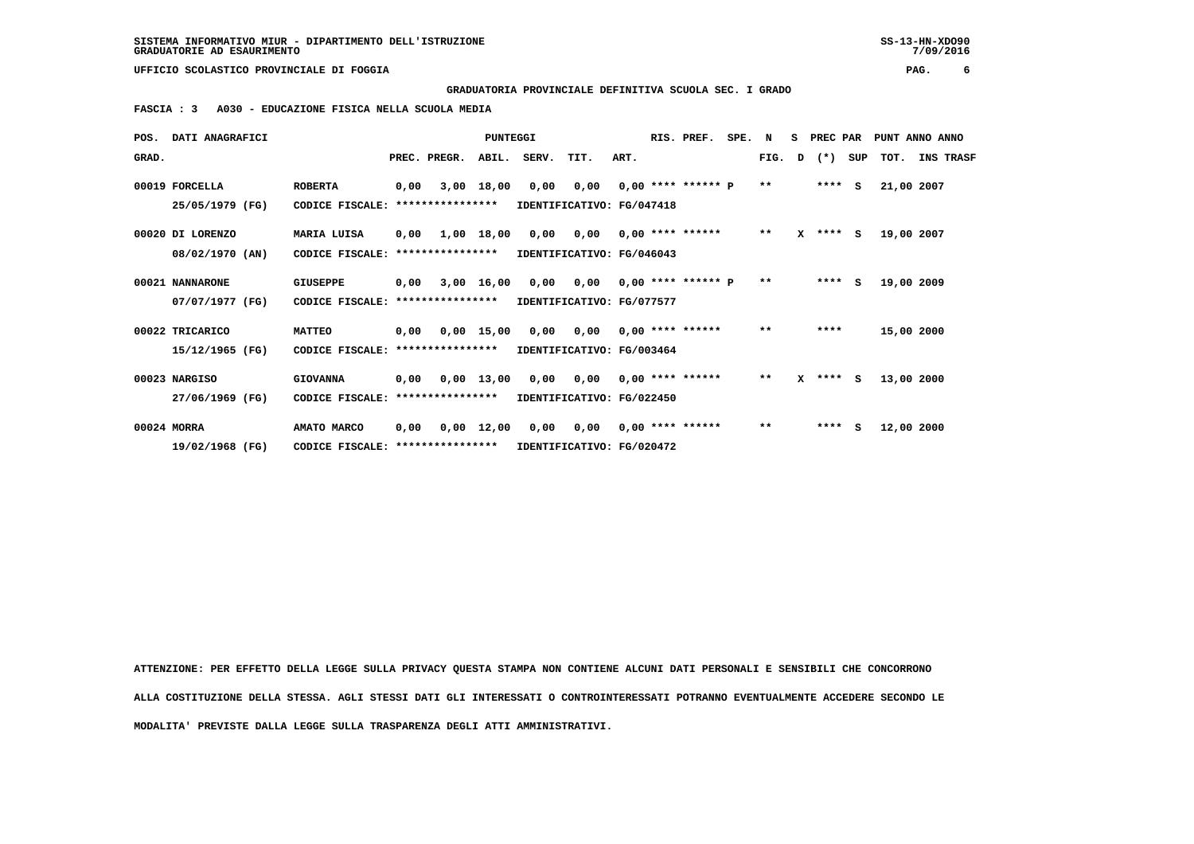SISTEMA INFORMATIVO MIUR - DIPARTIMENTO DELL'ISTRUZIONE
GRADUATORIE AD ESAURIMENTO

UFFICIO SCOLASTICO PROVINCIALE DI FOGGIA

**GRADUATORIA PROVINCIALE DEFINITIVA SCUOLA SEC. I GRADO**

**FASCIA : 3 A030 - EDUCAZIONE FISICA NELLA SCUOLA MEDIA**

| POS. GRAD. | DATI ANAGRAFICI | | PREC. | PREGR. | ABIL. | SERV. | TIT. | ART. | RIS. | PREF. | SPE. | N FIG. | S D | PREC PAR (*) | SUP | PUNT TOT. | ANNO INS | TRASF |
|---|---|---|---|---|---|---|---|---|---|---|---|---|---|---|---|---|---|---|
| 00019 | FORCELLA 25/05/1979 (FG) | ROBERTA CODICE FISCALE: **************** IDENTIFICATIVO: FG/047418 | 0,00 | 3,00 | 18,00 | 0,00 | 0,00 | 0,00 | **** | ****** | P | ** | | **** | S | 21,00 | 2007 | |
| 00020 | DI LORENZO 08/02/1970 (AN) | MARIA LUISA CODICE FISCALE: **************** IDENTIFICATIVO: FG/046043 | 0,00 | 1,00 | 18,00 | 0,00 | 0,00 | 0,00 | **** | ****** | | ** | X | **** | S | 19,00 | 2007 | |
| 00021 | NANNARONE 07/07/1977 (FG) | GIUSEPPE CODICE FISCALE: **************** IDENTIFICATIVO: FG/077577 | 0,00 | 3,00 | 16,00 | 0,00 | 0,00 | 0,00 | **** | ****** | P | ** | | **** | S | 19,00 | 2009 | |
| 00022 | TRICARICO 15/12/1965 (FG) | MATTEO CODICE FISCALE: **************** IDENTIFICATIVO: FG/003464 | 0,00 | 0,00 | 15,00 | 0,00 | 0,00 | 0,00 | **** | ****** | | ** | | **** | | 15,00 | 2000 | |
| 00023 | NARGISO 27/06/1969 (FG) | GIOVANNA CODICE FISCALE: **************** IDENTIFICATIVO: FG/022450 | 0,00 | 0,00 | 13,00 | 0,00 | 0,00 | 0,00 | **** | ****** | | ** | X | **** | S | 13,00 | 2000 | |
| 00024 | MORRA 19/02/1968 (FG) | AMATO MARCO CODICE FISCALE: **************** IDENTIFICATIVO: FG/020472 | 0,00 | 0,00 | 12,00 | 0,00 | 0,00 | 0,00 | **** | ****** | | ** | | **** | S | 12,00 | 2000 | |

ATTENZIONE: PER EFFETTO DELLA LEGGE SULLA PRIVACY QUESTA STAMPA NON CONTIENE ALCUNI DATI PERSONALI E SENSIBILI CHE CONCORRONO ALLA COSTITUZIONE DELLA STESSA. AGLI STESSI DATI GLI INTERESSATI O CONTROINTERESSATI POTRANNO EVENTUALMENTE ACCEDERE SECONDO LE MODALITA' PREVISTE DALLA LEGGE SULLA TRASPARENZA DEGLI ATTI AMMINISTRATIVI.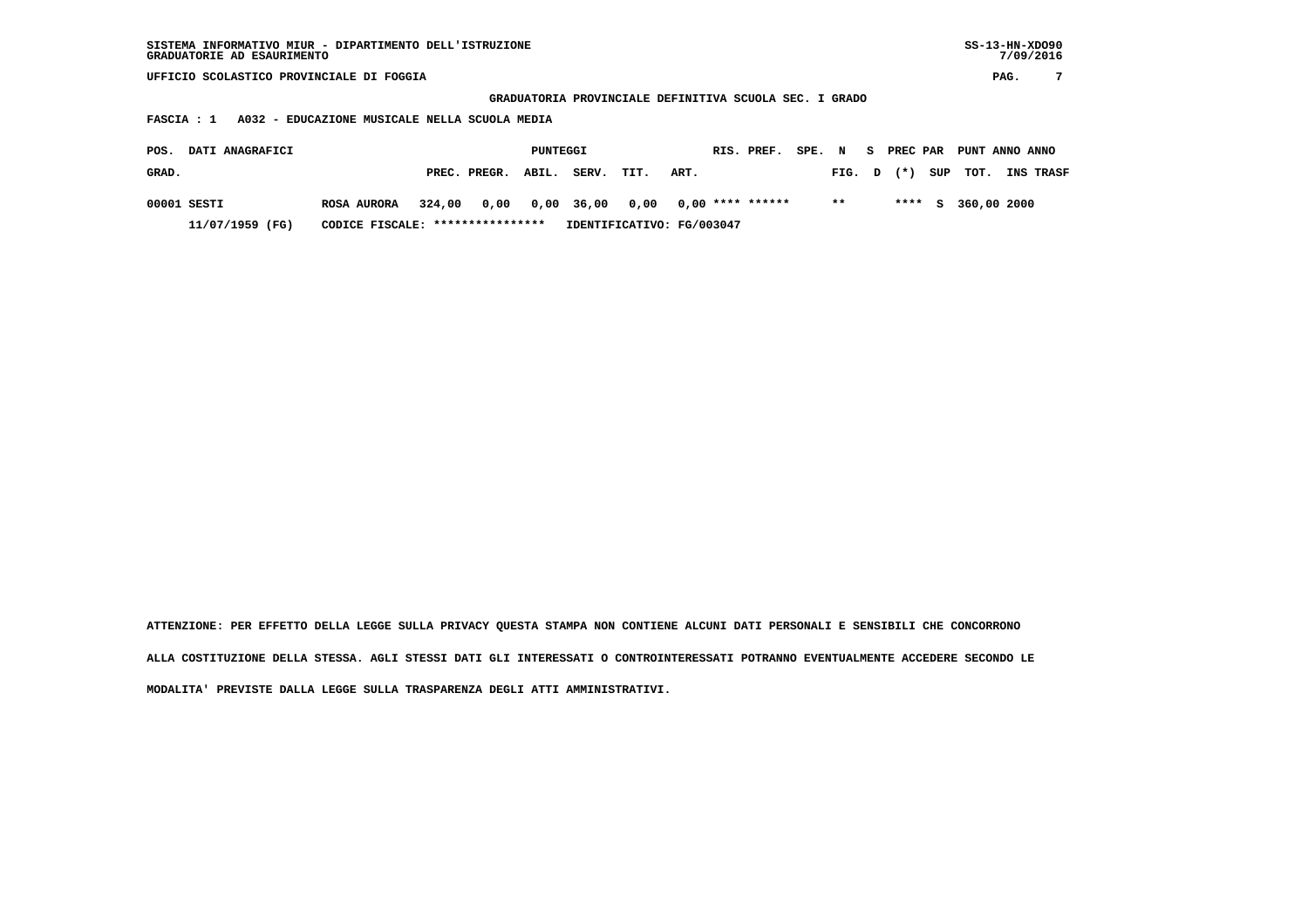SISTEMA INFORMATIVO MIUR - DIPARTIMENTO DELL'ISTRUZIONE
GRADUATORIE AD ESAURIMENTO

UFFICIO SCOLASTICO PROVINCIALE DI FOGGIA

GRADUATORIA PROVINCIALE DEFINITIVA SCUOLA SEC. I GRADO

FASCIA : 1   A032 - EDUCAZIONE MUSICALE NELLA SCUOLA MEDIA

| POS. GRAD. | DATI ANAGRAFICI | | PUNTEGGI PREC. | PREGR. | ABIL. | SERV. | TIT. | ART. | RIS. | PREF. | SPE. | N FIG. | S D | PREC PAR (*) | SUP | PUNT TOT. | ANNO INS | ANNO TRASF |
|---|---|---|---|---|---|---|---|---|---|---|---|---|---|---|---|---|---|---|
| 00001 | SESTI | ROSA AURORA | 324,00 | 0,00 | 0,00 | 36,00 | 0,00 | 0,00 | **** | ****** | | ** | | **** | S | 360,00 | 2000 | |
| | 11/07/1959 (FG) | CODICE FISCALE: **************** | IDENTIFICATIVO: FG/003047 | | | | | | | | | | | | | | | |

ATTENZIONE: PER EFFETTO DELLA LEGGE SULLA PRIVACY QUESTA STAMPA NON CONTIENE ALCUNI DATI PERSONALI E SENSIBILI CHE CONCORRONO ALLA COSTITUZIONE DELLA STESSA. AGLI STESSI DATI GLI INTERESSATI O CONTROINTERESSATI POTRANNO EVENTUALMENTE ACCEDERE SECONDO LE MODALITA' PREVISTE DALLA LEGGE SULLA TRASPARENZA DEGLI ATTI AMMINISTRATIVI.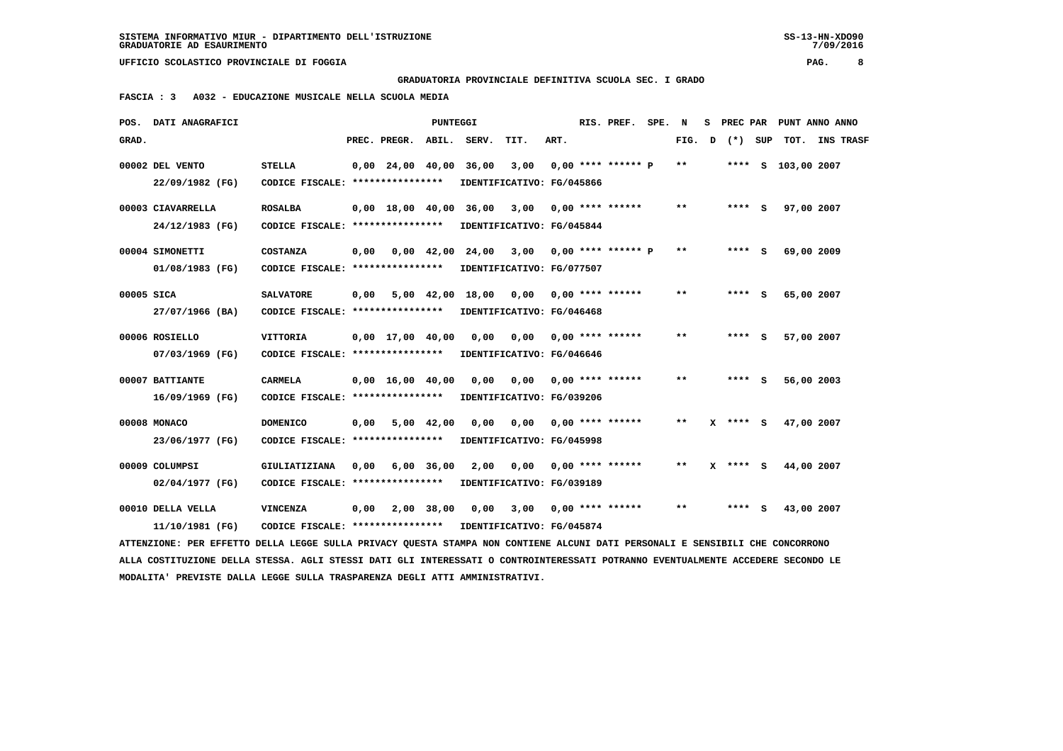SISTEMA INFORMATIVO MIUR - DIPARTIMENTO DELL'ISTRUZIONE
GRADUATORIE AD ESAURIMENTO

UFFICIO SCOLASTICO PROVINCIALE DI FOGGIA

GRADUATORIA PROVINCIALE DEFINITIVA SCUOLA SEC. I GRADO

FASCIA : 3 A032 - EDUCAZIONE MUSICALE NELLA SCUOLA MEDIA

| POS. GRAD. | DATI ANAGRAFICI | | PREC. | PREGR. | ABIL. | SERV. | TIT. | ART. | RIS. PREF. | SPE. | N FIG. | S D | PREC PAR (*) | SUP | PUNT TOT. | ANNO INS | TRASF |
|---|---|---|---|---|---|---|---|---|---|---|---|---|---|---|---|---|---|
| 00002 | DEL VENTO 22/09/1982 (FG) | STELLA CODICE FISCALE: **************** | 0,00 | 24,00 | 40,00 | 36,00 | 3,00 | 0,00 | **** ****** P | | ** | | **** | S | 103,00 | 2007 | |
| | | IDENTIFICATIVO: FG/045866 | | | | | | | | | | | | | | | |
| 00003 | CIAVARRELLA 24/12/1983 (FG) | ROSALBA CODICE FISCALE: **************** | 0,00 | 18,00 | 40,00 | 36,00 | 3,00 | 0,00 | **** ****** | | ** | | **** | S | 97,00 | 2007 | |
| | | IDENTIFICATIVO: FG/045844 | | | | | | | | | | | | | | | |
| 00004 | SIMONETTI 01/08/1983 (FG) | COSTANZA CODICE FISCALE: **************** | 0,00 | 0,00 | 42,00 | 24,00 | 3,00 | 0,00 | **** ****** P | | ** | | **** | S | 69,00 | 2009 | |
| | | IDENTIFICATIVO: FG/077507 | | | | | | | | | | | | | | | |
| 00005 | SICA 27/07/1966 (BA) | SALVATORE CODICE FISCALE: **************** | 0,00 | 5,00 | 42,00 | 18,00 | 0,00 | 0,00 | **** ****** | | ** | | **** | S | 65,00 | 2007 | |
| | | IDENTIFICATIVO: FG/046468 | | | | | | | | | | | | | | | |
| 00006 | ROSIELLO 07/03/1969 (FG) | VITTORIA CODICE FISCALE: **************** | 0,00 | 17,00 | 40,00 | 0,00 | 0,00 | 0,00 | **** ****** | | ** | | **** | S | 57,00 | 2007 | |
| | | IDENTIFICATIVO: FG/046646 | | | | | | | | | | | | | | | |
| 00007 | BATTIANTE 16/09/1969 (FG) | CARMELA CODICE FISCALE: **************** | 0,00 | 16,00 | 40,00 | 0,00 | 0,00 | 0,00 | **** ****** | | ** | | **** | S | 56,00 | 2003 | |
| | | IDENTIFICATIVO: FG/039206 | | | | | | | | | | | | | | | |
| 00008 | MONACO 23/06/1977 (FG) | DOMENICO CODICE FISCALE: **************** | 0,00 | 5,00 | 42,00 | 0,00 | 0,00 | 0,00 | **** ****** | | ** | X | **** | S | 47,00 | 2007 | |
| | | IDENTIFICATIVO: FG/045998 | | | | | | | | | | | | | | | |
| 00009 | COLUMPSI 02/04/1977 (FG) | GIULIATIZIANA CODICE FISCALE: **************** | 0,00 | 6,00 | 36,00 | 2,00 | 0,00 | 0,00 | **** ****** | | ** | X | **** | S | 44,00 | 2007 | |
| | | IDENTIFICATIVO: FG/039189 | | | | | | | | | | | | | | | |
| 00010 | DELLA VELLA 11/10/1981 (FG) | VINCENZA CODICE FISCALE: **************** | 0,00 | 2,00 | 38,00 | 0,00 | 3,00 | 0,00 | **** ****** | | ** | | **** | S | 43,00 | 2007 | |
| | | IDENTIFICATIVO: FG/045874 | | | | | | | | | | | | | | | |

ATTENZIONE: PER EFFETTO DELLA LEGGE SULLA PRIVACY QUESTA STAMPA NON CONTIENE ALCUNI DATI PERSONALI E SENSIBILI CHE CONCORRONO ALLA COSTITUZIONE DELLA STESSA. AGLI STESSI DATI GLI INTERESSATI O CONTROINTERESSATI POTRANNO EVENTUALMENTE ACCEDERE SECONDO LE MODALITA' PREVISTE DALLA LEGGE SULLA TRASPARENZA DEGLI ATTI AMMINISTRATIVI.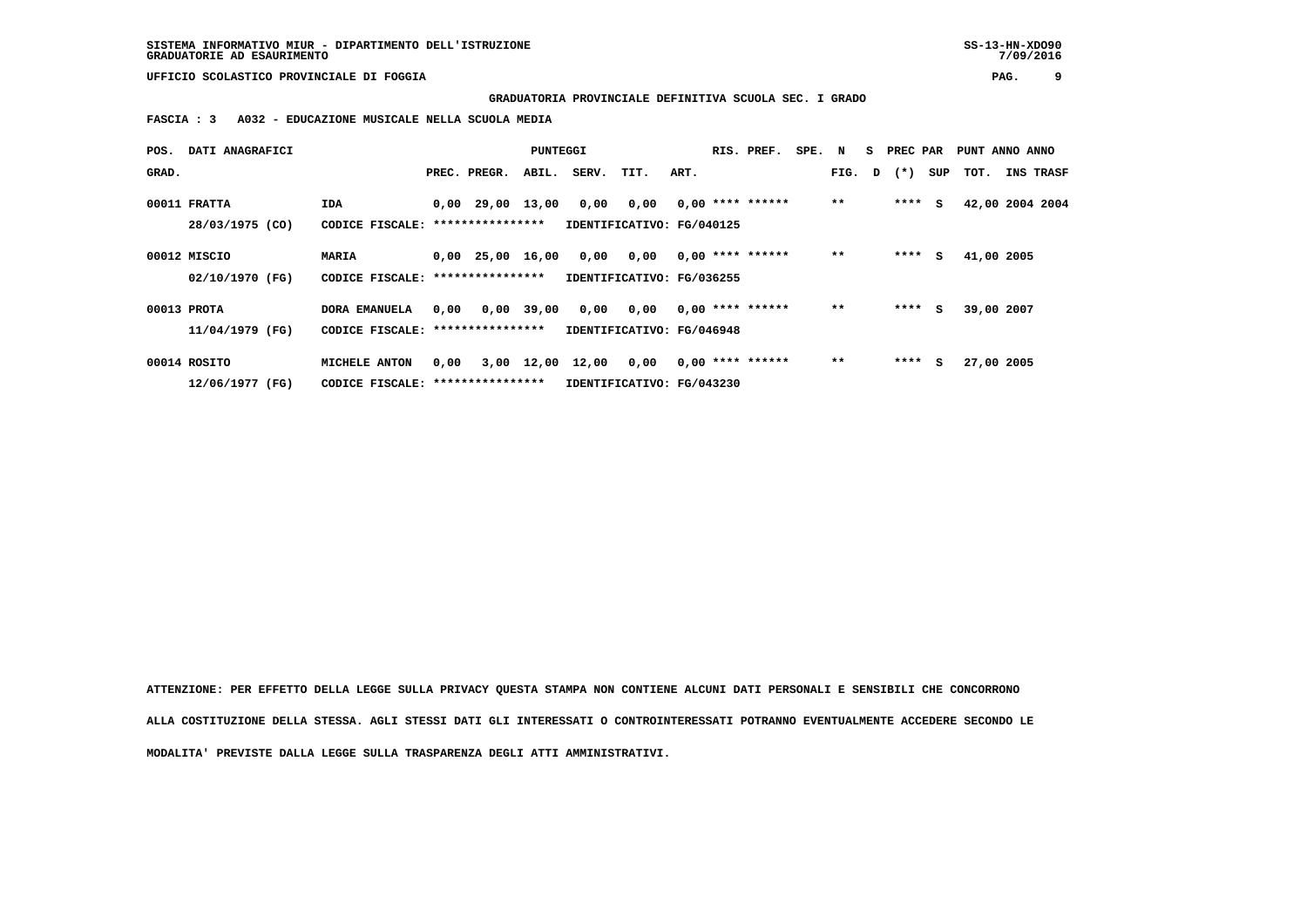SISTEMA INFORMATIVO MIUR - DIPARTIMENTO DELL'ISTRUZIONE
GRADUATORIE AD ESAURIMENTO

SS-13-HN-XDO90
7/09/2016

UFFICIO SCOLASTICO PROVINCIALE DI FOGGIA

**GRADUATORIA PROVINCIALE DEFINITIVA SCUOLA SEC. I GRADO**

**FASCIA : 3 A032 - EDUCAZIONE MUSICALE NELLA SCUOLA MEDIA**

| POS. GRAD. | DATI ANAGRAFICI | | PREC. | PREGR. | ABIL. | SERV. | TIT. | ART. | RIS. | PREF. | SPE. | N FIG. | S D | PREC PAR (*) | SUP | PUNT TOT. | ANNO INS | ANNO TRASF |
|---|---|---|---|---|---|---|---|---|---|---|---|---|---|---|---|---|---|---|
| 00011 | FRATTA | IDA | 0,00 | 29,00 | 13,00 | 0,00 | 0,00 | 0,00 | **** | ****** | | ** | | **** | S | 42,00 | 2004 | 2004 |
| | 28/03/1975 (CO) | CODICE FISCALE: **************** | IDENTIFICATIVO: FG/040125 | | | | | | | | | | | | | | | |
| 00012 | MISCIO | MARIA | 0,00 | 25,00 | 16,00 | 0,00 | 0,00 | 0,00 | **** | ****** | | ** | | **** | S | 41,00 | 2005 | |
| | 02/10/1970 (FG) | CODICE FISCALE: **************** | IDENTIFICATIVO: FG/036255 | | | | | | | | | | | | | | | |
| 00013 | PROTA | DORA EMANUELA | 0,00 | 0,00 | 39,00 | 0,00 | 0,00 | 0,00 | **** | ****** | | ** | | **** | S | 39,00 | 2007 | |
| | 11/04/1979 (FG) | CODICE FISCALE: **************** | IDENTIFICATIVO: FG/046948 | | | | | | | | | | | | | | | |
| 00014 | ROSITO | MICHELE ANTON | 0,00 | 3,00 | 12,00 | 12,00 | 0,00 | 0,00 | **** | ****** | | ** | | **** | S | 27,00 | 2005 | |
| | 12/06/1977 (FG) | CODICE FISCALE: **************** | IDENTIFICATIVO: FG/043230 | | | | | | | | | | | | | | | |

ATTENZIONE: PER EFFETTO DELLA LEGGE SULLA PRIVACY QUESTA STAMPA NON CONTIENE ALCUNI DATI PERSONALI E SENSIBILI CHE CONCORRONO ALLA COSTITUZIONE DELLA STESSA. AGLI STESSI DATI GLI INTERESSATI O CONTROINTERESSATI POTRANNO EVENTUALMENTE ACCEDERE SECONDO LE MODALITA' PREVISTE DALLA LEGGE SULLA TRASPARENZA DEGLI ATTI AMMINISTRATIVI.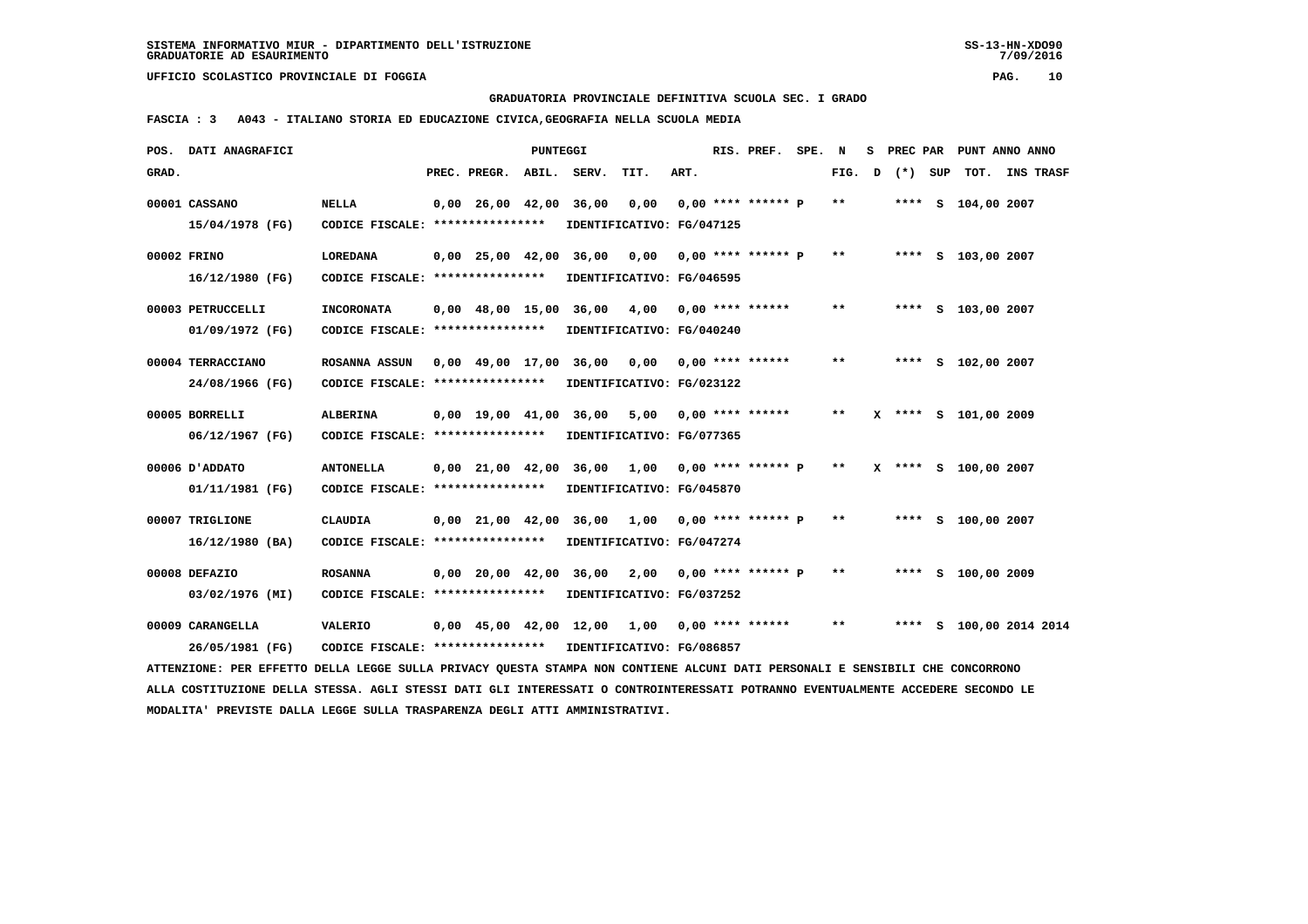SISTEMA INFORMATIVO MIUR - DIPARTIMENTO DELL'ISTRUZIONE
GRADUATORIE AD ESAURIMENTO

UFFICIO SCOLASTICO PROVINCIALE DI FOGGIA

GRADUATORIA PROVINCIALE DEFINITIVA SCUOLA SEC. I GRADO

FASCIA : 3 A043 - ITALIANO STORIA ED EDUCAZIONE CIVICA,GEOGRAFIA NELLA SCUOLA MEDIA

| POS. GRAD. | DATI ANAGRAFICI | | PREC. | PREGR. | ABIL. | SERV. | TIT. | ART. | RIS. | PREF. | SPE. | N FIG. | S D | PREC PAR (*) | SUP | PUNT TOT. | ANNO INS | TRASF |
|---|---|---|---|---|---|---|---|---|---|---|---|---|---|---|---|---|---|---|
| 00001 | CASSANO 15/04/1978 (FG) | NELLA CODICE FISCALE: **************** IDENTIFICATIVO: FG/047125 | 0,00 | 26,00 | 42,00 | 36,00 | 0,00 | 0,00 | **** | ****** | P | ** | | **** | S | 104,00 | 2007 | |
| 00002 | FRINO 16/12/1980 (FG) | LOREDANA CODICE FISCALE: **************** IDENTIFICATIVO: FG/046595 | 0,00 | 25,00 | 42,00 | 36,00 | 0,00 | 0,00 | **** | ****** | P | ** | | **** | S | 103,00 | 2007 | |
| 00003 | PETRUCCELLI 01/09/1972 (FG) | INCORONATA CODICE FISCALE: **************** IDENTIFICATIVO: FG/040240 | 0,00 | 48,00 | 15,00 | 36,00 | 4,00 | 0,00 | **** | ****** | | ** | | **** | S | 103,00 | 2007 | |
| 00004 | TERRACCIANO 24/08/1966 (FG) | ROSANNA ASSUN CODICE FISCALE: **************** IDENTIFICATIVO: FG/023122 | 0,00 | 49,00 | 17,00 | 36,00 | 0,00 | 0,00 | **** | ****** | | ** | | **** | S | 102,00 | 2007 | |
| 00005 | BORRELLI 06/12/1967 (FG) | ALBERINA CODICE FISCALE: **************** IDENTIFICATIVO: FG/077365 | 0,00 | 19,00 | 41,00 | 36,00 | 5,00 | 0,00 | **** | ****** | | ** | X | **** | S | 101,00 | 2009 | |
| 00006 | D'ADDATO 01/11/1981 (FG) | ANTONELLA CODICE FISCALE: **************** IDENTIFICATIVO: FG/045870 | 0,00 | 21,00 | 42,00 | 36,00 | 1,00 | 0,00 | **** | ****** | P | ** | X | **** | S | 100,00 | 2007 | |
| 00007 | TRIGLIONE 16/12/1980 (BA) | CLAUDIA CODICE FISCALE: **************** IDENTIFICATIVO: FG/047274 | 0,00 | 21,00 | 42,00 | 36,00 | 1,00 | 0,00 | **** | ****** | P | ** | | **** | S | 100,00 | 2007 | |
| 00008 | DEFAZIO 03/02/1976 (MI) | ROSANNA CODICE FISCALE: **************** IDENTIFICATIVO: FG/037252 | 0,00 | 20,00 | 42,00 | 36,00 | 2,00 | 0,00 | **** | ****** | P | ** | | **** | S | 100,00 | 2009 | |
| 00009 | CARANGELLA 26/05/1981 (FG) | VALERIO CODICE FISCALE: **************** IDENTIFICATIVO: FG/086857 | 0,00 | 45,00 | 42,00 | 12,00 | 1,00 | 0,00 | **** | ****** | | ** | | **** | S | 100,00 | 2014 | 2014 |

ATTENZIONE: PER EFFETTO DELLA LEGGE SULLA PRIVACY QUESTA STAMPA NON CONTIENE ALCUNI DATI PERSONALI E SENSIBILI CHE CONCORRONO ALLA COSTITUZIONE DELLA STESSA. AGLI STESSI DATI GLI INTERESSATI O CONTROINTERESSATI POTRANNO EVENTUALMENTE ACCEDERE SECONDO LE MODALITA' PREVISTE DALLA LEGGE SULLA TRASPARENZA DEGLI ATTI AMMINISTRATIVI.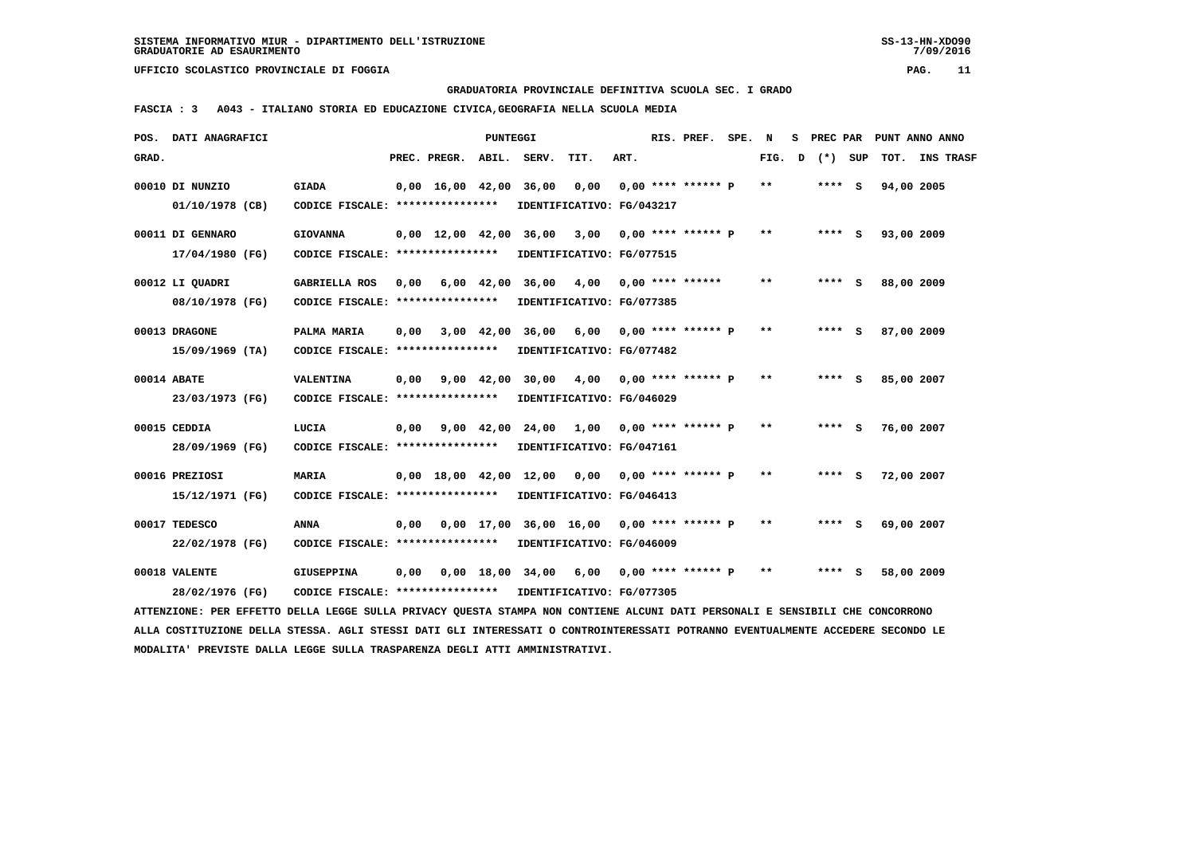SISTEMA INFORMATIVO MIUR - DIPARTIMENTO DELL'ISTRUZIONE
GRADUATORIE AD ESAURIMENTO

UFFICIO SCOLASTICO PROVINCIALE DI FOGGIA

GRADUATORIA PROVINCIALE DEFINITIVA SCUOLA SEC. I GRADO

FASCIA : 3 A043 - ITALIANO STORIA ED EDUCAZIONE CIVICA,GEOGRAFIA NELLA SCUOLA MEDIA

| POS. GRAD. | DATI ANAGRAFICI | | PREC. | PREGR. | ABIL. | SERV. | TIT. | ART. | RIS. PREF. | SPE. | N FIG. | S D | PREC PAR (*) | SUP | PUNT ANNO TOT. | ANNO INS TRASF |
|---|---|---|---|---|---|---|---|---|---|---|---|---|---|---|---|---|
| 00010 | DI NUNZIO 01/10/1978 (CB) | GIADA CODICE FISCALE: **************** IDENTIFICATIVO: FG/043217 | 0,00 | 16,00 | 42,00 | 36,00 | 0,00 | 0,00 | **** ****** P | | ** | | **** | S | 94,00 | 2005 |
| 00011 | DI GENNARO 17/04/1980 (FG) | GIOVANNA CODICE FISCALE: **************** IDENTIFICATIVO: FG/077515 | 0,00 | 12,00 | 42,00 | 36,00 | 3,00 | 0,00 | **** ****** P | | ** | | **** | S | 93,00 | 2009 |
| 00012 | LI QUADRI 08/10/1978 (FG) | GABRIELLA ROS CODICE FISCALE: **************** IDENTIFICATIVO: FG/077385 | 0,00 | 6,00 | 42,00 | 36,00 | 4,00 | 0,00 | **** ****** | | ** | | **** | S | 88,00 | 2009 |
| 00013 | DRAGONE 15/09/1969 (TA) | PALMA MARIA CODICE FISCALE: **************** IDENTIFICATIVO: FG/077482 | 0,00 | 3,00 | 42,00 | 36,00 | 6,00 | 0,00 | **** ****** P | | ** | | **** | S | 87,00 | 2009 |
| 00014 | ABATE 23/03/1973 (FG) | VALENTINA CODICE FISCALE: **************** IDENTIFICATIVO: FG/046029 | 0,00 | 9,00 | 42,00 | 30,00 | 4,00 | 0,00 | **** ****** P | | ** | | **** | S | 85,00 | 2007 |
| 00015 | CEDDIA 28/09/1969 (FG) | LUCIA CODICE FISCALE: **************** IDENTIFICATIVO: FG/047161 | 0,00 | 9,00 | 42,00 | 24,00 | 1,00 | 0,00 | **** ****** P | | ** | | **** | S | 76,00 | 2007 |
| 00016 | PREZIOSI 15/12/1971 (FG) | MARIA CODICE FISCALE: **************** IDENTIFICATIVO: FG/046413 | 0,00 | 18,00 | 42,00 | 12,00 | 0,00 | 0,00 | **** ****** P | | ** | | **** | S | 72,00 | 2007 |
| 00017 | TEDESCO 22/02/1978 (FG) | ANNA CODICE FISCALE: **************** IDENTIFICATIVO: FG/046009 | 0,00 | 0,00 | 17,00 | 36,00 | 16,00 | 0,00 | **** ****** P | | ** | | **** | S | 69,00 | 2007 |
| 00018 | VALENTE 28/02/1976 (FG) | GIUSEPPINA CODICE FISCALE: **************** IDENTIFICATIVO: FG/077305 | 0,00 | 0,00 | 18,00 | 34,00 | 6,00 | 0,00 | **** ****** P | | ** | | **** | S | 58,00 | 2009 |

ATTENZIONE: PER EFFETTO DELLA LEGGE SULLA PRIVACY QUESTA STAMPA NON CONTIENE ALCUNI DATI PERSONALI E SENSIBILI CHE CONCORRONO ALLA COSTITUZIONE DELLA STESSA. AGLI STESSI DATI GLI INTERESSATI O CONTROINTERESSATI POTRANNO EVENTUALMENTE ACCEDERE SECONDO LE MODALITA' PREVISTE DALLA LEGGE SULLA TRASPARENZA DEGLI ATTI AMMINISTRATIVI.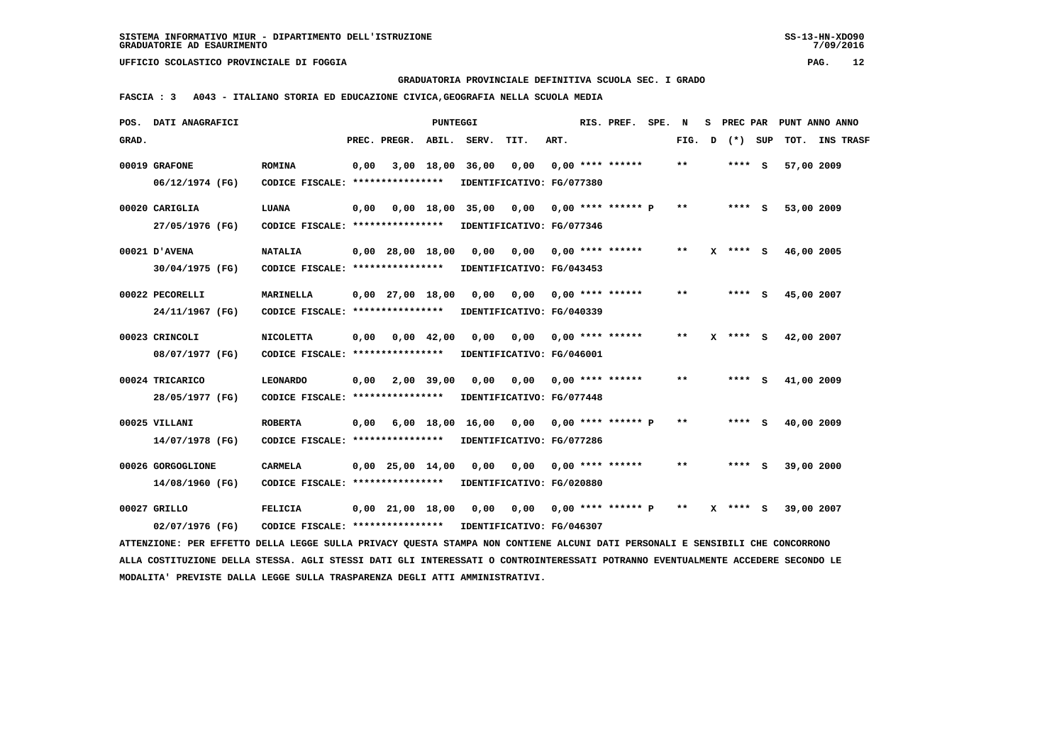SISTEMA INFORMATIVO MIUR - DIPARTIMENTO DELL'ISTRUZIONE
GRADUATORIE AD ESAURIMENTO

UFFICIO SCOLASTICO PROVINCIALE DI FOGGIA

GRADUATORIA PROVINCIALE DEFINITIVA SCUOLA SEC. I GRADO

FASCIA : 3 A043 - ITALIANO STORIA ED EDUCAZIONE CIVICA,GEOGRAFIA NELLA SCUOLA MEDIA

| POS. GRAD. | DATI ANAGRAFICI | | PREC. | PREGR. | ABIL. | SERV. | TIT. | ART. | RIS. | PREF. | SPE. | N FIG. | S D | PREC PAR (*) | SUP | PUNT TOT. | ANNO INS | TRASF |
|---|---|---|---|---|---|---|---|---|---|---|---|---|---|---|---|---|---|---|
| 00019 | GRAFONE 06/12/1974 (FG) | ROMINA | 0,00 | 3,00 | 18,00 | 36,00 | 0,00 | 0,00 | **** | ****** | | ** | | **** | S | 57,00 | 2009 | |
| | CODICE FISCALE: **************** | IDENTIFICATIVO: FG/077380 | | | | | | | | | | | | | | | | |
| 00020 | CARIGLIA 27/05/1976 (FG) | LUANA | 0,00 | 0,00 | 18,00 | 35,00 | 0,00 | 0,00 | **** | ****** | P | ** | | **** | S | 53,00 | 2009 | |
| | CODICE FISCALE: **************** | IDENTIFICATIVO: FG/077346 | | | | | | | | | | | | | | | | |
| 00021 | D'AVENA 30/04/1975 (FG) | NATALIA | 0,00 | 28,00 | 18,00 | 0,00 | 0,00 | 0,00 | **** | ****** | | ** | X | **** | S | 46,00 | 2005 | |
| | CODICE FISCALE: **************** | IDENTIFICATIVO: FG/043453 | | | | | | | | | | | | | | | | |
| 00022 | PECORELLI 24/11/1967 (FG) | MARINELLA | 0,00 | 27,00 | 18,00 | 0,00 | 0,00 | 0,00 | **** | ****** | | ** | | **** | S | 45,00 | 2007 | |
| | CODICE FISCALE: **************** | IDENTIFICATIVO: FG/040339 | | | | | | | | | | | | | | | | |
| 00023 | CRINCOLI 08/07/1977 (FG) | NICOLETTA | 0,00 | 0,00 | 42,00 | 0,00 | 0,00 | 0,00 | **** | ****** | | ** | X | **** | S | 42,00 | 2007 | |
| | CODICE FISCALE: **************** | IDENTIFICATIVO: FG/046001 | | | | | | | | | | | | | | | | |
| 00024 | TRICARICO 28/05/1977 (FG) | LEONARDO | 0,00 | 2,00 | 39,00 | 0,00 | 0,00 | 0,00 | **** | ****** | | ** | | **** | S | 41,00 | 2009 | |
| | CODICE FISCALE: **************** | IDENTIFICATIVO: FG/077448 | | | | | | | | | | | | | | | | |
| 00025 | VILLANI 14/07/1978 (FG) | ROBERTA | 0,00 | 6,00 | 18,00 | 16,00 | 0,00 | 0,00 | **** | ****** | P | ** | | **** | S | 40,00 | 2009 | |
| | CODICE FISCALE: **************** | IDENTIFICATIVO: FG/077286 | | | | | | | | | | | | | | | | |
| 00026 | GORGOGLIONE 14/08/1960 (FG) | CARMELA | 0,00 | 25,00 | 14,00 | 0,00 | 0,00 | 0,00 | **** | ****** | | ** | | **** | S | 39,00 | 2000 | |
| | CODICE FISCALE: **************** | IDENTIFICATIVO: FG/020880 | | | | | | | | | | | | | | | | |
| 00027 | GRILLO 02/07/1976 (FG) | FELICIA | 0,00 | 21,00 | 18,00 | 0,00 | 0,00 | 0,00 | **** | ****** | P | ** | X | **** | S | 39,00 | 2007 | |
| | CODICE FISCALE: **************** | IDENTIFICATIVO: FG/046307 | | | | | | | | | | | | | | | | |

ATTENZIONE: PER EFFETTO DELLA LEGGE SULLA PRIVACY QUESTA STAMPA NON CONTIENE ALCUNI DATI PERSONALI E SENSIBILI CHE CONCORRONO ALLA COSTITUZIONE DELLA STESSA. AGLI STESSI DATI GLI INTERESSATI O CONTROINTERESSATI POTRANNO EVENTUALMENTE ACCEDERE SECONDO LE MODALITA' PREVISTE DALLA LEGGE SULLA TRASPARENZA DEGLI ATTI AMMINISTRATIVI.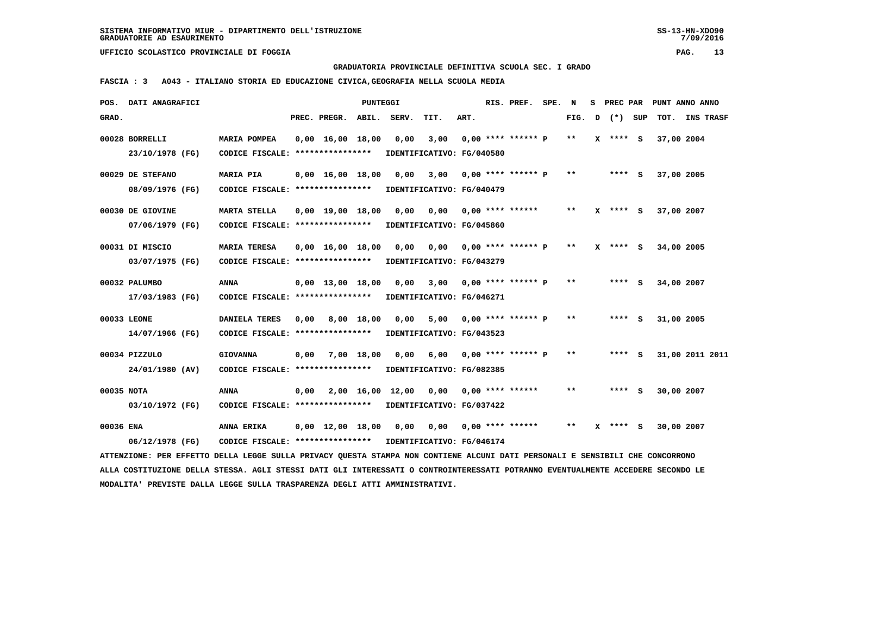SISTEMA INFORMATIVO MIUR - DIPARTIMENTO DELL'ISTRUZIONE
GRADUATORIE AD ESAURIMENTO

UFFICIO SCOLASTICO PROVINCIALE DI FOGGIA

GRADUATORIA PROVINCIALE DEFINITIVA SCUOLA SEC. I GRADO

FASCIA : 3 A043 - ITALIANO STORIA ED EDUCAZIONE CIVICA,GEOGRAFIA NELLA SCUOLA MEDIA

| POS. GRAD. | DATI ANAGRAFICI | | PREC. | PREGR. | ABIL. | SERV. | TIT. | ART. | RIS. PREF. | SPE. | N FIG. | S D | PREC PAR (*) | SUP | PUNT ANNO TOT. | ANNO INS TRASF |
|---|---|---|---|---|---|---|---|---|---|---|---|---|---|---|---|---|
| 00028 | BORRELLI 23/10/1978 (FG) | MARIA POMPEA CODICE FISCALE: **************** IDENTIFICATIVO: FG/040580 | 0,00 | 16,00 | 18,00 | 0,00 | 3,00 | 0,00 | **** ****** P | | ** | X | **** | S | 37,00 | 2004 |
| 00029 | DE STEFANO 08/09/1976 (FG) | MARIA PIA CODICE FISCALE: **************** IDENTIFICATIVO: FG/040479 | 0,00 | 16,00 | 18,00 | 0,00 | 3,00 | 0,00 | **** ****** P | | ** | | **** | S | 37,00 | 2005 |
| 00030 | DE GIOVINE 07/06/1979 (FG) | MARTA STELLA CODICE FISCALE: **************** IDENTIFICATIVO: FG/045860 | 0,00 | 19,00 | 18,00 | 0,00 | 0,00 | 0,00 | **** ****** | | ** | X | **** | S | 37,00 | 2007 |
| 00031 | DI MISCIO 03/07/1975 (FG) | MARIA TERESA CODICE FISCALE: **************** IDENTIFICATIVO: FG/043279 | 0,00 | 16,00 | 18,00 | 0,00 | 0,00 | 0,00 | **** ****** P | | ** | X | **** | S | 34,00 | 2005 |
| 00032 | PALUMBO 17/03/1983 (FG) | ANNA CODICE FISCALE: **************** IDENTIFICATIVO: FG/046271 | 0,00 | 13,00 | 18,00 | 0,00 | 3,00 | 0,00 | **** ****** P | | ** | | **** | S | 34,00 | 2007 |
| 00033 | LEONE 14/07/1966 (FG) | DANIELA TERES CODICE FISCALE: **************** IDENTIFICATIVO: FG/043523 | 0,00 | 8,00 | 18,00 | 0,00 | 5,00 | 0,00 | **** ****** P | | ** | | **** | S | 31,00 | 2005 |
| 00034 | PIZZULO 24/01/1980 (AV) | GIOVANNA CODICE FISCALE: **************** IDENTIFICATIVO: FG/082385 | 0,00 | 7,00 | 18,00 | 0,00 | 6,00 | 0,00 | **** ****** P | | ** | | **** | S | 31,00 | 2011 2011 |
| 00035 | NOTA 03/10/1972 (FG) | ANNA CODICE FISCALE: **************** IDENTIFICATIVO: FG/037422 | 0,00 | 2,00 | 16,00 | 12,00 | 0,00 | 0,00 | **** ****** | | ** | | **** | S | 30,00 | 2007 |
| 00036 | ENA 06/12/1978 (FG) | ANNA ERIKA CODICE FISCALE: **************** IDENTIFICATIVO: FG/046174 | 0,00 | 12,00 | 18,00 | 0,00 | 0,00 | 0,00 | **** ****** | | ** | X | **** | S | 30,00 | 2007 |

ATTENZIONE: PER EFFETTO DELLA LEGGE SULLA PRIVACY QUESTA STAMPA NON CONTIENE ALCUNI DATI PERSONALI E SENSIBILI CHE CONCORRONO ALLA COSTITUZIONE DELLA STESSA. AGLI STESSI DATI GLI INTERESSATI O CONTROINTERESSATI POTRANNO EVENTUALMENTE ACCEDERE SECONDO LE MODALITA' PREVISTE DALLA LEGGE SULLA TRASPARENZA DEGLI ATTI AMMINISTRATIVI.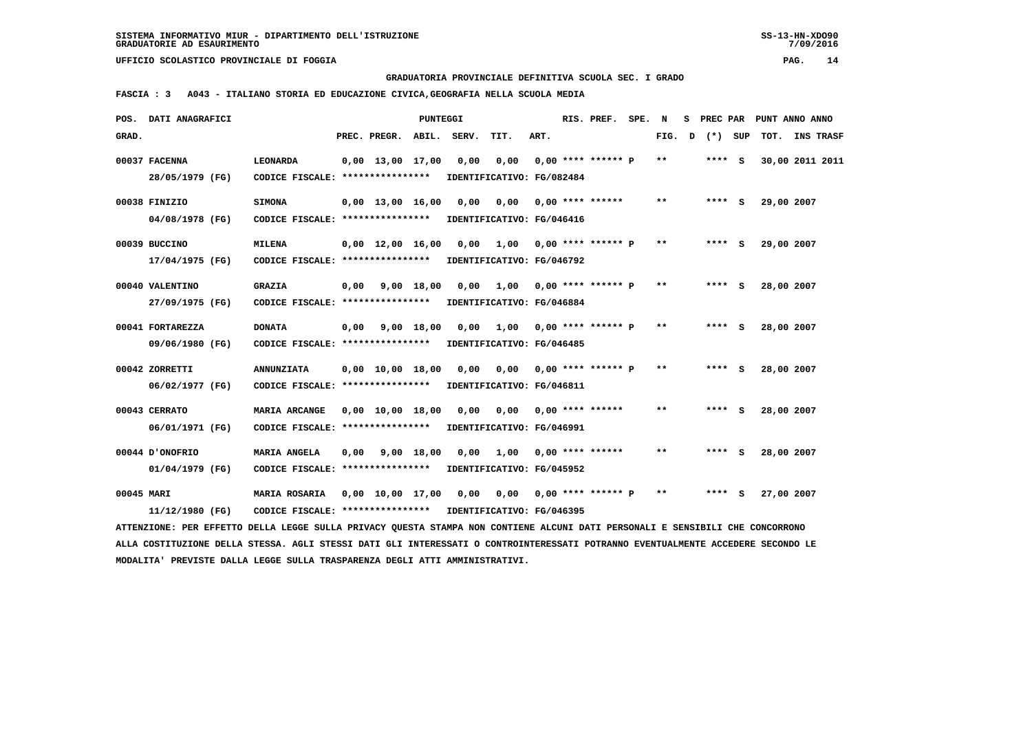SISTEMA INFORMATIVO MIUR - DIPARTIMENTO DELL'ISTRUZIONE
GRADUATORIE AD ESAURIMENTO

UFFICIO SCOLASTICO PROVINCIALE DI FOGGIA

GRADUATORIA PROVINCIALE DEFINITIVA SCUOLA SEC. I GRADO

FASCIA : 3 A043 - ITALIANO STORIA ED EDUCAZIONE CIVICA,GEOGRAFIA NELLA SCUOLA MEDIA

| POS. GRAD. | DATI ANAGRAFICI | | PREC. | PREGR. | ABIL. | SERV. | TIT. | ART. | RIS. PREF. | SPE. | N FIG. | S D | PREC PAR (*) | SUP | PUNT ANNO ANNO TOT. | INS TRASF |
|---|---|---|---|---|---|---|---|---|---|---|---|---|---|---|---|---|
| 00037 | FACENNA 28/05/1979 (FG) | LEONARDA CODICE FISCALE: **************** | 0,00 | 13,00 | 17,00 | 0,00 | 0,00 | 0,00 | **** ****** P | | ** | | **** | S | 30,00 | 2011 2011 |
| | | IDENTIFICATIVO: FG/082484 | | | | | | | | | | | | | | |
| 00038 | FINIZIO 04/08/1978 (FG) | SIMONA CODICE FISCALE: **************** | 0,00 | 13,00 | 16,00 | 0,00 | 0,00 | 0,00 | **** ****** | | ** | | **** | S | 29,00 | 2007 |
| | | IDENTIFICATIVO: FG/046416 | | | | | | | | | | | | | | |
| 00039 | BUCCINO 17/04/1975 (FG) | MILENA CODICE FISCALE: **************** | 0,00 | 12,00 | 16,00 | 0,00 | 1,00 | 0,00 | **** ****** P | | ** | | **** | S | 29,00 | 2007 |
| | | IDENTIFICATIVO: FG/046792 | | | | | | | | | | | | | | |
| 00040 | VALENTINO 27/09/1975 (FG) | GRAZIA CODICE FISCALE: **************** | 0,00 | 9,00 | 18,00 | 0,00 | 1,00 | 0,00 | **** ****** P | | ** | | **** | S | 28,00 | 2007 |
| | | IDENTIFICATIVO: FG/046884 | | | | | | | | | | | | | | |
| 00041 | FORTAREZZA 09/06/1980 (FG) | DONATA CODICE FISCALE: **************** | 0,00 | 9,00 | 18,00 | 0,00 | 1,00 | 0,00 | **** ****** P | | ** | | **** | S | 28,00 | 2007 |
| | | IDENTIFICATIVO: FG/046485 | | | | | | | | | | | | | | |
| 00042 | ZORRETTI 06/02/1977 (FG) | ANNUNZIATA CODICE FISCALE: **************** | 0,00 | 10,00 | 18,00 | 0,00 | 0,00 | 0,00 | **** ****** P | | ** | | **** | S | 28,00 | 2007 |
| | | IDENTIFICATIVO: FG/046811 | | | | | | | | | | | | | | |
| 00043 | CERRATO 06/01/1971 (FG) | MARIA ARCANGE CODICE FISCALE: **************** | 0,00 | 10,00 | 18,00 | 0,00 | 0,00 | 0,00 | **** ****** | | ** | | **** | S | 28,00 | 2007 |
| | | IDENTIFICATIVO: FG/046991 | | | | | | | | | | | | | | |
| 00044 | D'ONOFRIO 01/04/1979 (FG) | MARIA ANGELA CODICE FISCALE: **************** | 0,00 | 9,00 | 18,00 | 0,00 | 1,00 | 0,00 | **** ****** | | ** | | **** | S | 28,00 | 2007 |
| | | IDENTIFICATIVO: FG/045952 | | | | | | | | | | | | | | |
| 00045 | MARI 11/12/1980 (FG) | MARIA ROSARIA CODICE FISCALE: **************** | 0,00 | 10,00 | 17,00 | 0,00 | 0,00 | 0,00 | **** ****** P | | ** | | **** | S | 27,00 | 2007 |
| | | IDENTIFICATIVO: FG/046395 | | | | | | | | | | | | | | |

ATTENZIONE: PER EFFETTO DELLA LEGGE SULLA PRIVACY QUESTA STAMPA NON CONTIENE ALCUNI DATI PERSONALI E SENSIBILI CHE CONCORRONO ALLA COSTITUZIONE DELLA STESSA. AGLI STESSI DATI GLI INTERESSATI O CONTROINTERESSATI POTRANNO EVENTUALMENTE ACCEDERE SECONDO LE MODALITA' PREVISTE DALLA LEGGE SULLA TRASPARENZA DEGLI ATTI AMMINISTRATIVI.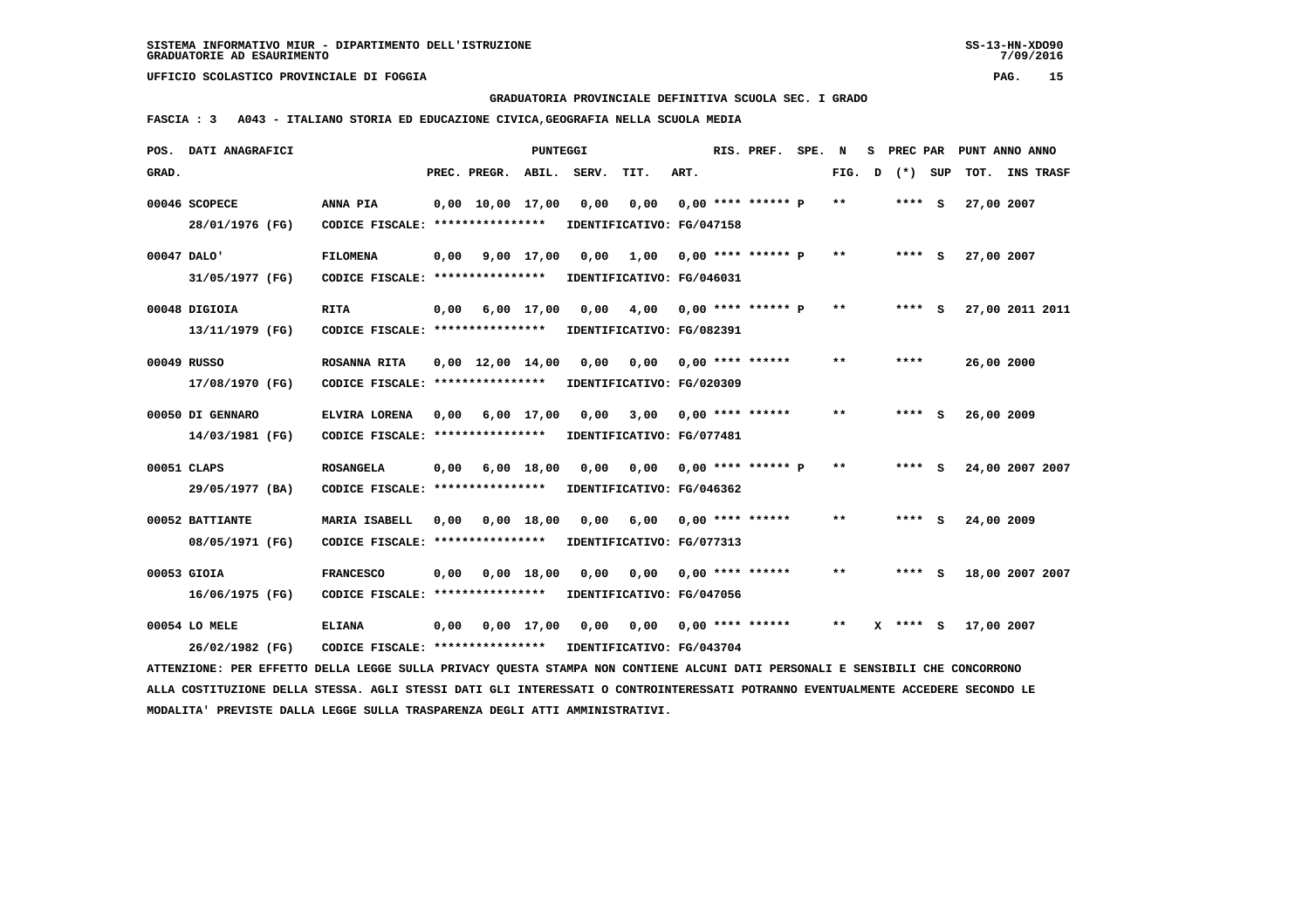SISTEMA INFORMATIVO MIUR - DIPARTIMENTO DELL'ISTRUZIONE
GRADUATORIE AD ESAURIMENTO

UFFICIO SCOLASTICO PROVINCIALE DI FOGGIA

GRADUATORIA PROVINCIALE DEFINITIVA SCUOLA SEC. I GRADO

FASCIA : 3 A043 - ITALIANO STORIA ED EDUCAZIONE CIVICA,GEOGRAFIA NELLA SCUOLA MEDIA

| POS. GRAD. | DATI ANAGRAFICI | | PREC. | PREGR. | ABIL. | SERV. | TIT. | ART. | RIS. PREF. | SPE. | N FIG. | S D | PREC PAR (*) | SUP | PUNT TOT. | ANNO INS | ANNO TRASF |
|---|---|---|---|---|---|---|---|---|---|---|---|---|---|---|---|---|---|
| 00046 | SCOPECE 28/01/1976 (FG) | ANNA PIA CODICE FISCALE: **************** IDENTIFICATIVO: FG/047158 | 0,00 | 10,00 | 17,00 | 0,00 | 0,00 | 0,00 | **** ****** | P | ** | | **** | S | 27,00 | 2007 | |
| 00047 | DALO' 31/05/1977 (FG) | FILOMENA CODICE FISCALE: **************** IDENTIFICATIVO: FG/046031 | 0,00 | 9,00 | 17,00 | 0,00 | 1,00 | 0,00 | **** ****** | P | ** | | **** | S | 27,00 | 2007 | |
| 00048 | DIGIOIA 13/11/1979 (FG) | RITA CODICE FISCALE: **************** IDENTIFICATIVO: FG/082391 | 0,00 | 6,00 | 17,00 | 0,00 | 4,00 | 0,00 | **** ****** | P | ** | | **** | S | 27,00 | 2011 | 2011 |
| 00049 | RUSSO 17/08/1970 (FG) | ROSANNA RITA CODICE FISCALE: **************** IDENTIFICATIVO: FG/020309 | 0,00 | 12,00 | 14,00 | 0,00 | 0,00 | 0,00 | **** ****** | | ** | | **** | | 26,00 | 2000 | |
| 00050 | DI GENNARO 14/03/1981 (FG) | ELVIRA LORENA CODICE FISCALE: **************** IDENTIFICATIVO: FG/077481 | 0,00 | 6,00 | 17,00 | 0,00 | 3,00 | 0,00 | **** ****** | | ** | | **** | S | 26,00 | 2009 | |
| 00051 | CLAPS 29/05/1977 (BA) | ROSANGELA CODICE FISCALE: **************** IDENTIFICATIVO: FG/046362 | 0,00 | 6,00 | 18,00 | 0,00 | 0,00 | 0,00 | **** ****** | P | ** | | **** | S | 24,00 | 2007 | 2007 |
| 00052 | BATTIANTE 08/05/1971 (FG) | MARIA ISABELL CODICE FISCALE: **************** IDENTIFICATIVO: FG/077313 | 0,00 | 0,00 | 18,00 | 0,00 | 6,00 | 0,00 | **** ****** | | ** | | **** | S | 24,00 | 2009 | |
| 00053 | GIOIA 16/06/1975 (FG) | FRANCESCO CODICE FISCALE: **************** IDENTIFICATIVO: FG/047056 | 0,00 | 0,00 | 18,00 | 0,00 | 0,00 | 0,00 | **** ****** | | ** | | **** | S | 18,00 | 2007 | 2007 |
| 00054 | LO MELE 26/02/1982 (FG) | ELIANA CODICE FISCALE: **************** IDENTIFICATIVO: FG/043704 | 0,00 | 0,00 | 17,00 | 0,00 | 0,00 | 0,00 | **** ****** | | ** | X | **** | S | 17,00 | 2007 | |

ATTENZIONE: PER EFFETTO DELLA LEGGE SULLA PRIVACY QUESTA STAMPA NON CONTIENE ALCUNI DATI PERSONALI E SENSIBILI CHE CONCORRONO ALLA COSTITUZIONE DELLA STESSA. AGLI STESSI DATI GLI INTERESSATI O CONTROINTERESSATI POTRANNO EVENTUALMENTE ACCEDERE SECONDO LE MODALITA' PREVISTE DALLA LEGGE SULLA TRASPARENZA DEGLI ATTI AMMINISTRATIVI.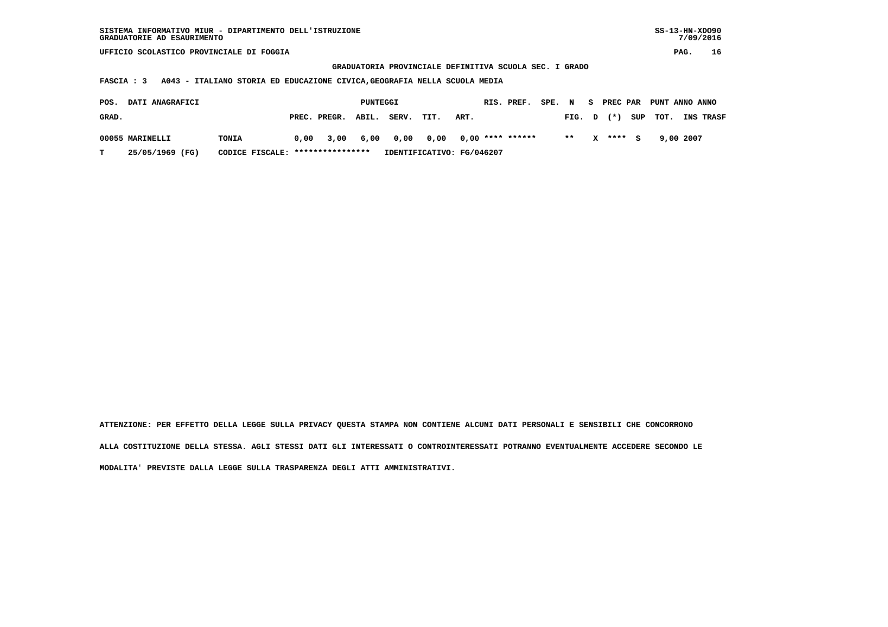SISTEMA INFORMATIVO MIUR - DIPARTIMENTO DELL'ISTRUZIONE
GRADUATORIE AD ESAURIMENTO

UFFICIO SCOLASTICO PROVINCIALE DI FOGGIA

GRADUATORIA PROVINCIALE DEFINITIVA SCUOLA SEC. I GRADO

FASCIA : 3 A043 - ITALIANO STORIA ED EDUCAZIONE CIVICA,GEOGRAFIA NELLA SCUOLA MEDIA

| POS. GRAD. | DATI ANAGRAFICI | | PUNTEGGI PREC. | PREGR. | ABIL. | SERV. | TIT. | ART. | RIS. | PREF. | SPE. FIG. | N D | S (*) | PREC PAR SUP | PUNT TOT. | ANNO INS | ANNO TRASF |
|---|---|---|---|---|---|---|---|---|---|---|---|---|---|---|---|---|---|
| 00055 | MARINELLI | TONIA | 0,00 | 3,00 | 6,00 | 0,00 | 0,00 | 0,00 | **** | ****** | ** | X | **** | S | 9,00 | 2007 | |
| T | 25/05/1969 (FG) | CODICE FISCALE: **************** | IDENTIFICATIVO: FG/046207 | | | | | | | | | | | | | | |

ATTENZIONE: PER EFFETTO DELLA LEGGE SULLA PRIVACY QUESTA STAMPA NON CONTIENE ALCUNI DATI PERSONALI E SENSIBILI CHE CONCORRONO ALLA COSTITUZIONE DELLA STESSA. AGLI STESSI DATI GLI INTERESSATI O CONTROINTERESSATI POTRANNO EVENTUALMENTE ACCEDERE SECONDO LE MODALITA' PREVISTE DALLA LEGGE SULLA TRASPARENZA DEGLI ATTI AMMINISTRATIVI.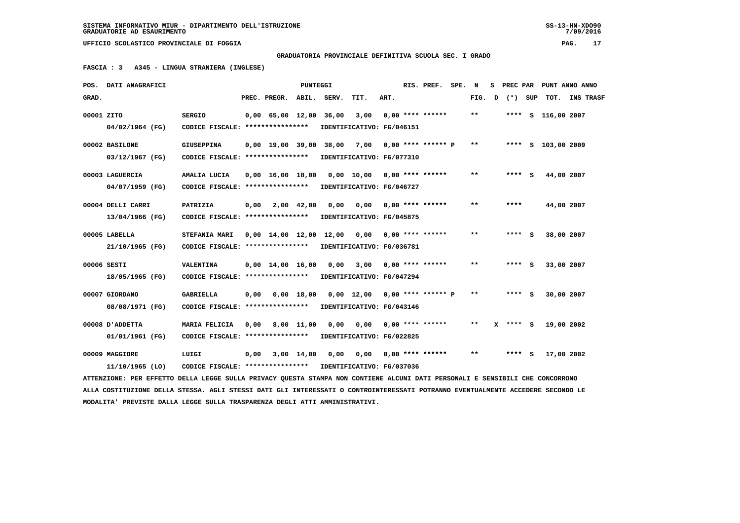SISTEMA INFORMATIVO MIUR - DIPARTIMENTO DELL'ISTRUZIONE
GRADUATORIE AD ESAURIMENTO

UFFICIO SCOLASTICO PROVINCIALE DI FOGGIA

GRADUATORIA PROVINCIALE DEFINITIVA SCUOLA SEC. I GRADO

FASCIA : 3 A345 - LINGUA STRANIERA (INGLESE)

| POS. GRAD. | DATI ANAGRAFICI | | PREC. | PREGR. | ABIL. | SERV. | TIT. | ART. | RIS. PREF. | SPE. | N FIG. | S D | PREC PAR (*) | SUP | PUNT TOT. | ANNO INS | TRASF |
|---|---|---|---|---|---|---|---|---|---|---|---|---|---|---|---|---|---|
| 00001 | ZITO | SERGIO | 0,00 | 65,00 | 12,00 | 36,00 | 3,00 | 0,00 | **** ****** | | ** | | **** | S | 116,00 | 2007 | |
| | 04/02/1964 (FG) | CODICE FISCALE: **************** | IDENTIFICATIVO: FG/046151 | | | | | | | | | | | | | | |
| 00002 | BASILONE | GIUSEPPINA | 0,00 | 19,00 | 39,00 | 38,00 | 7,00 | 0,00 | **** ****** | P | ** | | **** | S | 103,00 | 2009 | |
| | 03/12/1967 (FG) | CODICE FISCALE: **************** | IDENTIFICATIVO: FG/077310 | | | | | | | | | | | | | | |
| 00003 | LAGUERCIA | AMALIA LUCIA | 0,00 | 16,00 | 18,00 | 0,00 | 10,00 | 0,00 | **** ****** | | ** | | **** | S | 44,00 | 2007 | |
| | 04/07/1959 (FG) | CODICE FISCALE: **************** | IDENTIFICATIVO: FG/046727 | | | | | | | | | | | | | | |
| 00004 | DELLI CARRI | PATRIZIA | 0,00 | 2,00 | 42,00 | 0,00 | 0,00 | 0,00 | **** ****** | | ** | | **** | | 44,00 | 2007 | |
| | 13/04/1966 (FG) | CODICE FISCALE: **************** | IDENTIFICATIVO: FG/045875 | | | | | | | | | | | | | | |
| 00005 | LABELLA | STEFANIA MARI | 0,00 | 14,00 | 12,00 | 12,00 | 0,00 | 0,00 | **** ****** | | ** | | **** | S | 38,00 | 2007 | |
| | 21/10/1965 (FG) | CODICE FISCALE: **************** | IDENTIFICATIVO: FG/036781 | | | | | | | | | | | | | | |
| 00006 | SESTI | VALENTINA | 0,00 | 14,00 | 16,00 | 0,00 | 3,00 | 0,00 | **** ****** | | ** | | **** | S | 33,00 | 2007 | |
| | 18/05/1965 (FG) | CODICE FISCALE: **************** | IDENTIFICATIVO: FG/047294 | | | | | | | | | | | | | | |
| 00007 | GIORDANO | GABRIELLA | 0,00 | 0,00 | 18,00 | 0,00 | 12,00 | 0,00 | **** ****** | P | ** | | **** | S | 30,00 | 2007 | |
| | 08/08/1971 (FG) | CODICE FISCALE: **************** | IDENTIFICATIVO: FG/043146 | | | | | | | | | | | | | | |
| 00008 | D'ADDETTA | MARIA FELICIA | 0,00 | 8,00 | 11,00 | 0,00 | 0,00 | 0,00 | **** ****** | | ** | X | **** | S | 19,00 | 2002 | |
| | 01/01/1961 (FG) | CODICE FISCALE: **************** | IDENTIFICATIVO: FG/022825 | | | | | | | | | | | | | | |
| 00009 | MAGGIORE | LUIGI | 0,00 | 3,00 | 14,00 | 0,00 | 0,00 | 0,00 | **** ****** | | ** | | **** | S | 17,00 | 2002 | |
| | 11/10/1965 (LO) | CODICE FISCALE: **************** | IDENTIFICATIVO: FG/037036 | | | | | | | | | | | | | | |

ATTENZIONE: PER EFFETTO DELLA LEGGE SULLA PRIVACY QUESTA STAMPA NON CONTIENE ALCUNI DATI PERSONALI E SENSIBILI CHE CONCORRONO ALLA COSTITUZIONE DELLA STESSA. AGLI STESSI DATI GLI INTERESSATI O CONTROINTERESSATI POTRANNO EVENTUALMENTE ACCEDERE SECONDO LE MODALITA' PREVISTE DALLA LEGGE SULLA TRASPARENZA DEGLI ATTI AMMINISTRATIVI.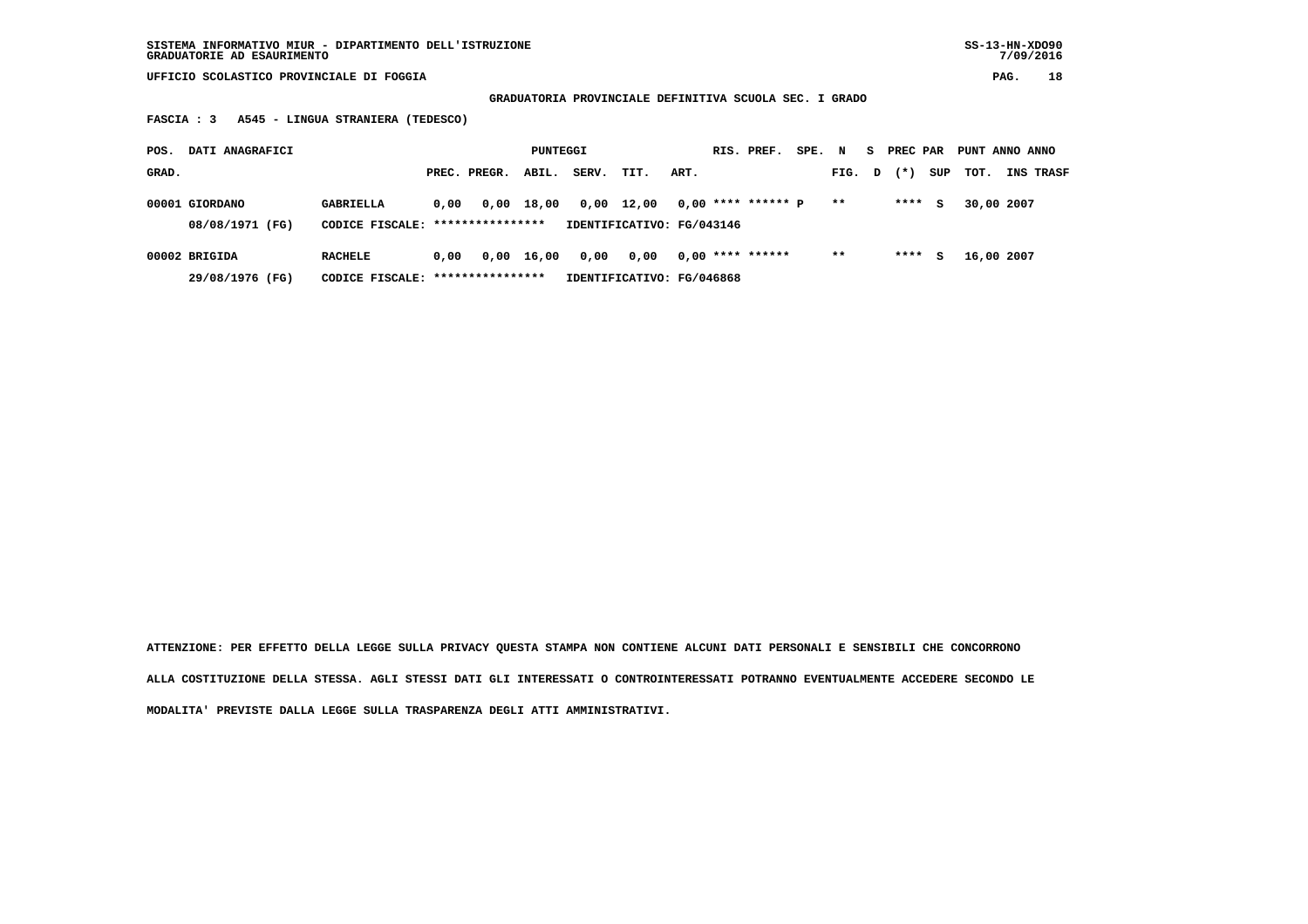SISTEMA INFORMATIVO MIUR - DIPARTIMENTO DELL'ISTRUZIONE
GRADUATORIE AD ESAURIMENTO

UFFICIO SCOLASTICO PROVINCIALE DI FOGGIA

**GRADUATORIA PROVINCIALE DEFINITIVA SCUOLA SEC. I GRADO**

**FASCIA : 3 A545 - LINGUA STRANIERA (TEDESCO)**

| POS. GRAD. | DATI ANAGRAFICI | | PUNTEGGI PREC. | PREGR. | ABIL. | SERV. | TIT. | ART. | RIS. | PREF. | SPE. | N FIG. | S D | PREC PAR (*) | SUP | PUNT TOT. | ANNO INS | ANNO TRASF |
|---|---|---|---|---|---|---|---|---|---|---|---|---|---|---|---|---|---|---|
| 00001 | GIORDANO | GABRIELLA | 0,00 | 0,00 | 18,00 | 0,00 | 12,00 | 0,00 | **** | ****** | P | ** | | **** | S | 30,00 | 2007 | |
| | 08/08/1971 (FG) | CODICE FISCALE: **************** | IDENTIFICATIVO: FG/043146 | | | | | | | | | | | | | | | |
| 00002 | BRIGIDA | RACHELE | 0,00 | 0,00 | 16,00 | 0,00 | 0,00 | 0,00 | **** | ****** | | ** | | **** | S | 16,00 | 2007 | |
| | 29/08/1976 (FG) | CODICE FISCALE: **************** | IDENTIFICATIVO: FG/046868 | | | | | | | | | | | | | | | |

**ATTENZIONE: PER EFFETTO DELLA LEGGE SULLA PRIVACY QUESTA STAMPA NON CONTIENE ALCUNI DATI PERSONALI E SENSIBILI CHE CONCORRONO ALLA COSTITUZIONE DELLA STESSA. AGLI STESSI DATI GLI INTERESSATI O CONTROINTERESSATI POTRANNO EVENTUALMENTE ACCEDERE SECONDO LE MODALITA' PREVISTE DALLA LEGGE SULLA TRASPARENZA DEGLI ATTI AMMINISTRATIVI.**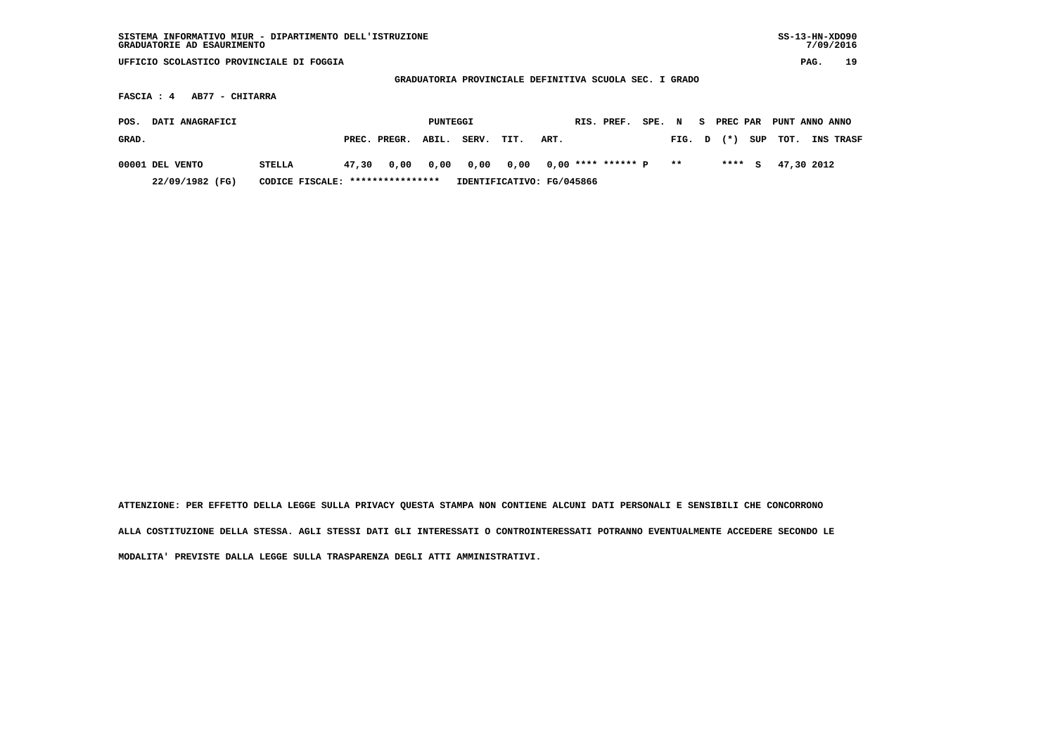SISTEMA INFORMATIVO MIUR - DIPARTIMENTO DELL'ISTRUZIONE
GRADUATORIE AD ESAURIMENTO

UFFICIO SCOLASTICO PROVINCIALE DI FOGGIA

GRADUATORIA PROVINCIALE DEFINITIVA SCUOLA SEC. I GRADO

FASCIA : 4 AB77 - CHITARRA

| POS. GRAD. | DATI ANAGRAFICI | | PUNTEGGI PREC. | PREGR. | ABIL. | SERV. | TIT. | ART. | RIS. | PREF. | SPE. | N FIG. | S D | PREC PAR (*) | SUP | PUNT TOT. | ANNO INS | ANNO TRASF |
|---|---|---|---|---|---|---|---|---|---|---|---|---|---|---|---|---|---|---|
| 00001 | DEL VENTO | STELLA | 47,30 | 0,00 | 0,00 | 0,00 | 0,00 | 0,00 | **** | ****** | P | ** | | **** | S | 47,30 | 2012 | |
| | 22/09/1982 (FG) | CODICE FISCALE: **************** | IDENTIFICATIVO: FG/045866 | | | | | | | | | | | | | | | |

ATTENZIONE: PER EFFETTO DELLA LEGGE SULLA PRIVACY QUESTA STAMPA NON CONTIENE ALCUNI DATI PERSONALI E SENSIBILI CHE CONCORRONO ALLA COSTITUZIONE DELLA STESSA. AGLI STESSI DATI GLI INTERESSATI O CONTROINTERESSATI POTRANNO EVENTUALMENTE ACCEDERE SECONDO LE MODALITA' PREVISTE DALLA LEGGE SULLA TRASPARENZA DEGLI ATTI AMMINISTRATIVI.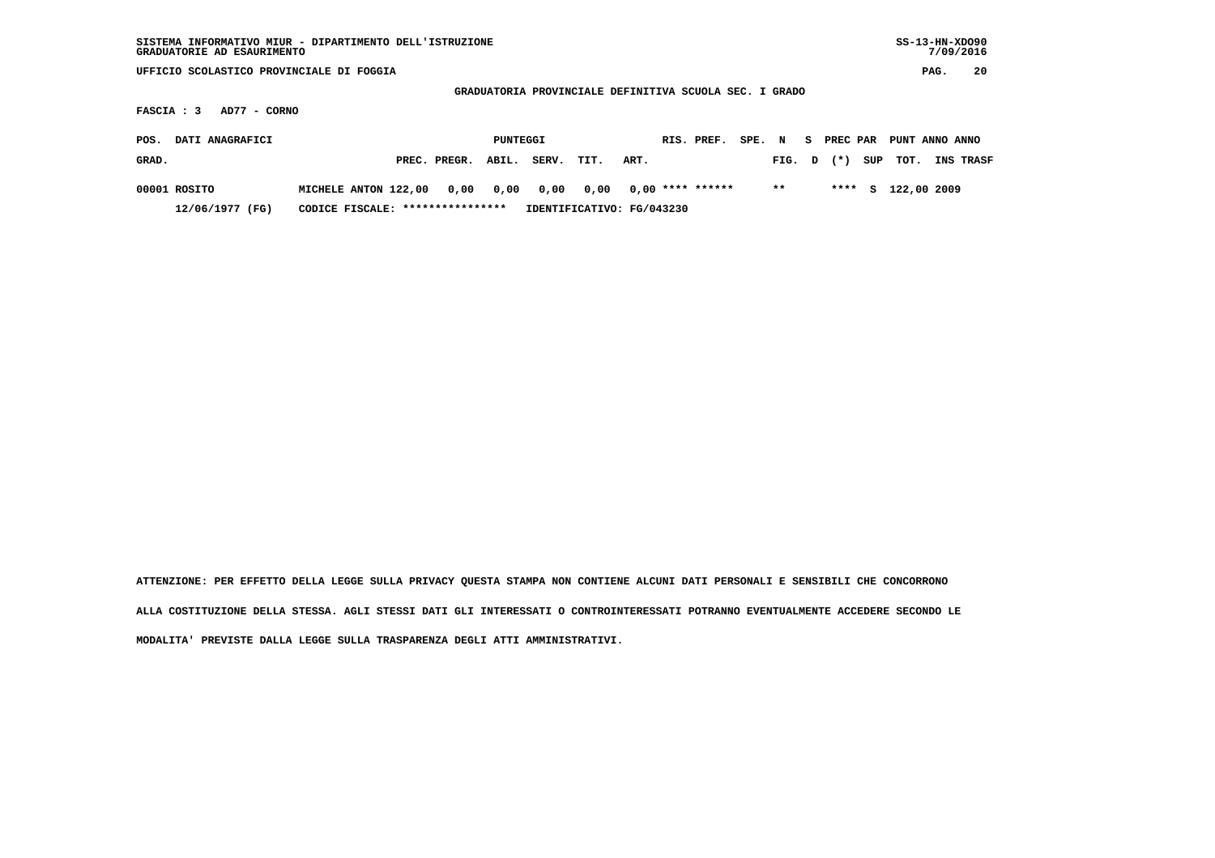GRADUATORIA PROVINCIALE DEFINITIVA SCUOLA SEC. I GRADO

FASCIA : 3   AD77 - CORNO

| POS. GRAD. | DATI ANAGRAFICI | | PUNTEGGI PREC. | PREGR. | ABIL. | SERV. | TIT. | ART. | RIS. | PREF. | SPE. | N FIG. | S D | PREC PAR (*) | SUP | PUNT TOT. | ANNO INS | ANNO TRASF |
|---|---|---|---|---|---|---|---|---|---|---|---|---|---|---|---|---|---|---|
| 00001 | ROSITO | MICHELE ANTON | 122,00 | 0,00 | 0,00 | 0,00 | 0,00 | 0,00 | **** | ****** | | ** | | **** | S | 122,00 | 2009 | |
| | 12/06/1977 (FG) | CODICE FISCALE: **************** | IDENTIFICATIVO: FG/043230 | | | | | | | | | | | | | | | |

ATTENZIONE: PER EFFETTO DELLA LEGGE SULLA PRIVACY QUESTA STAMPA NON CONTIENE ALCUNI DATI PERSONALI E SENSIBILI CHE CONCORRONO ALLA COSTITUZIONE DELLA STESSA. AGLI STESSI DATI GLI INTERESSATI O CONTROINTERESSATI POTRANNO EVENTUALMENTE ACCEDERE SECONDO LE MODALITA' PREVISTE DALLA LEGGE SULLA TRASPARENZA DEGLI ATTI AMMINISTRATIVI.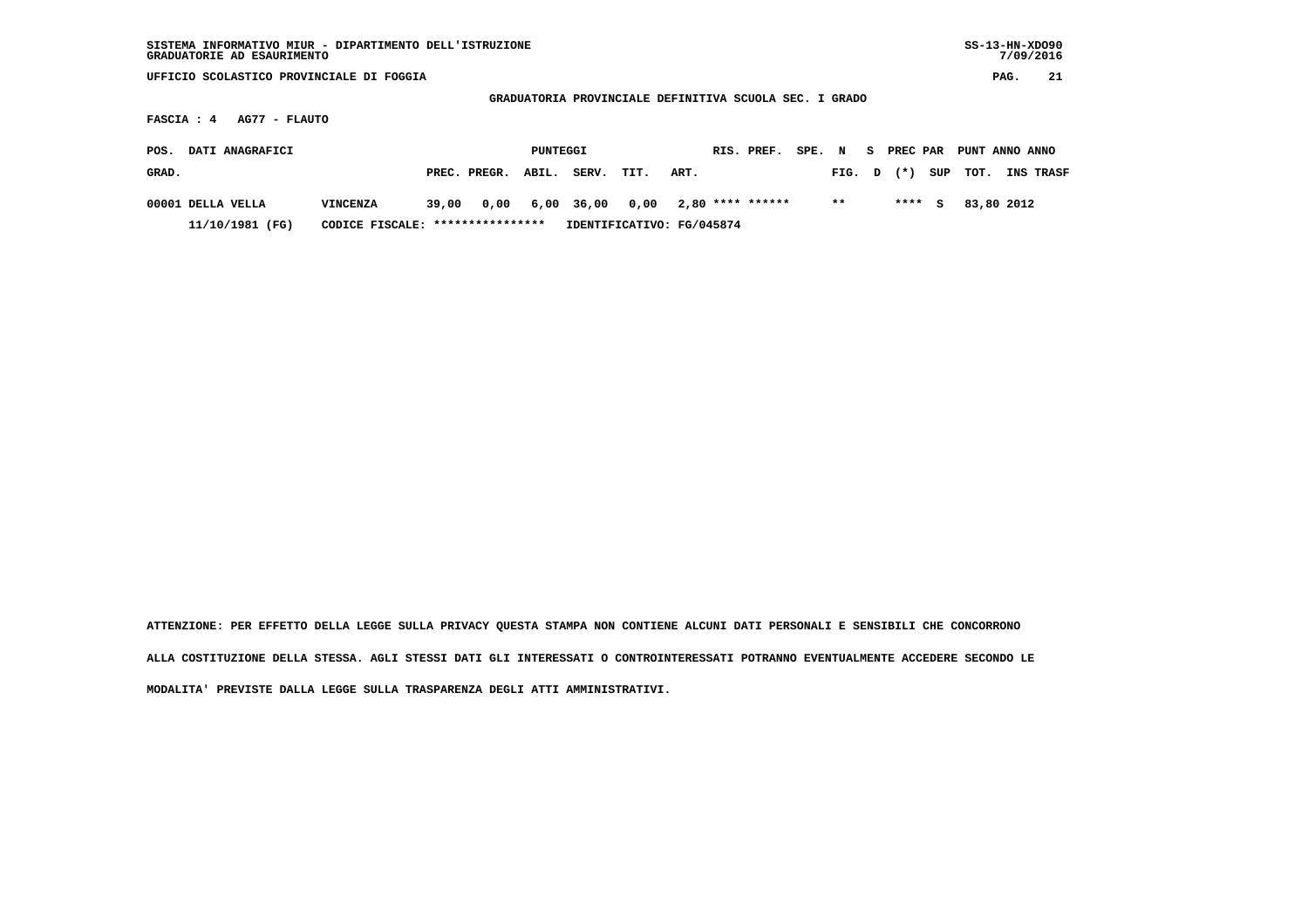SISTEMA INFORMATIVO MIUR - DIPARTIMENTO DELL'ISTRUZIONE
GRADUATORIE AD ESAURIMENTO

SS-13-HN-XDO90 7/09/2016

UFFICIO SCOLASTICO PROVINCIALE DI FOGGIA

**GRADUATORIA PROVINCIALE DEFINITIVA SCUOLA SEC. I GRADO**

**FASCIA : 4 AG77 - FLAUTO**

| POS. GRAD. | DATI ANAGRAFICI | | PREC. | PREGR. | ABIL. | SERV. | TIT. | ART. | RIS. | PREF. | SPE. | N FIG. | S D | PREC (*) | PAR SUP | PUNT TOT. | ANNO INS | ANNO TRASF |
|---|---|---|---|---|---|---|---|---|---|---|---|---|---|---|---|---|---|---|
| 00001 | DELLA VELLA | VINCENZA | 39,00 | 0,00 | 6,00 | 36,00 | 0,00 | 2,80 | **** | ****** | | ** | | **** | S | 83,80 | 2012 | |
| | 11/10/1981 (FG) | CODICE FISCALE: **************** | IDENTIFICATIVO: FG/045874 | | | | | | | | | | | | | | | |

ATTENZIONE: PER EFFETTO DELLA LEGGE SULLA PRIVACY QUESTA STAMPA NON CONTIENE ALCUNI DATI PERSONALI E SENSIBILI CHE CONCORRONO ALLA COSTITUZIONE DELLA STESSA. AGLI STESSI DATI GLI INTERESSATI O CONTROINTERESSATI POTRANNO EVENTUALMENTE ACCEDERE SECONDO LE MODALITA' PREVISTE DALLA LEGGE SULLA TRASPARENZA DEGLI ATTI AMMINISTRATIVI.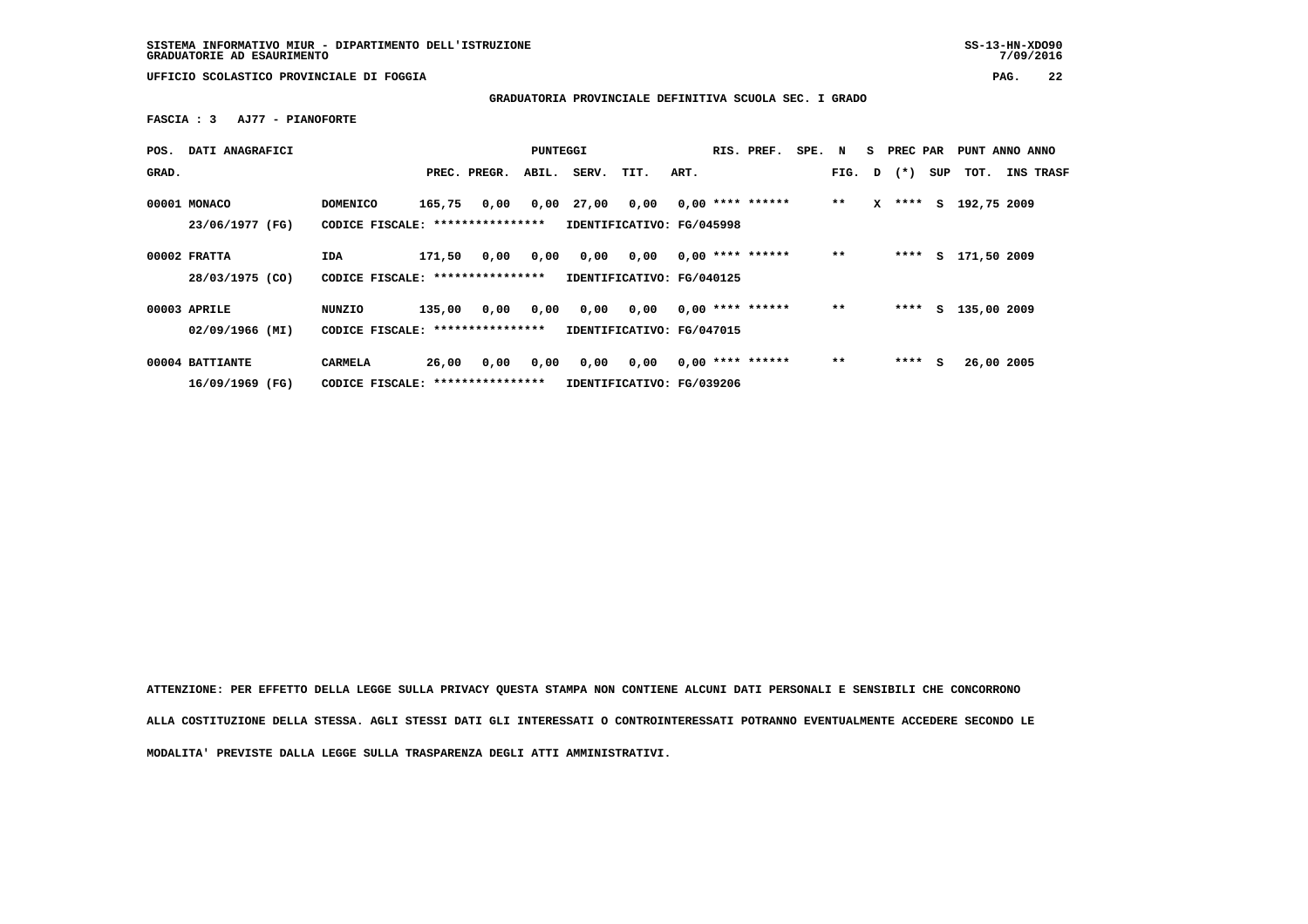SISTEMA INFORMATIVO MIUR - DIPARTIMENTO DELL'ISTRUZIONE
GRADUATORIE AD ESAURIMENTO

UFFICIO SCOLASTICO PROVINCIALE DI FOGGIA

**GRADUATORIA PROVINCIALE DEFINITIVA SCUOLA SEC. I GRADO**

**FASCIA : 3 AJ77 - PIANOFORTE**

| POS. GRAD. | DATI ANAGRAFICI | | PREC. | PREGR. | ABIL. | SERV. | TIT. | ART. | RIS. PREF. | SPE. | N FIG. | S D | PREC PAR (*) | SUP | PUNT TOT. | ANNO INS | ANNO TRASF |
|---|---|---|---|---|---|---|---|---|---|---|---|---|---|---|---|---|---|
| 00001 | MONACO | DOMENICO | 165,75 | 0,00 | 0,00 | 27,00 | 0,00 | 0,00 | **** ****** | | ** | X | **** | S | 192,75 | 2009 | |
| | 23/06/1977 (FG) | CODICE FISCALE: **************** | IDENTIFICATIVO: FG/045998 | | | | | | | | | | | | | | |
| 00002 | FRATTA | IDA | 171,50 | 0,00 | 0,00 | 0,00 | 0,00 | 0,00 | **** ****** | | ** | | **** | S | 171,50 | 2009 | |
| | 28/03/1975 (CO) | CODICE FISCALE: **************** | IDENTIFICATIVO: FG/040125 | | | | | | | | | | | | | | |
| 00003 | APRILE | NUNZIO | 135,00 | 0,00 | 0,00 | 0,00 | 0,00 | 0,00 | **** ****** | | ** | | **** | S | 135,00 | 2009 | |
| | 02/09/1966 (MI) | CODICE FISCALE: **************** | IDENTIFICATIVO: FG/047015 | | | | | | | | | | | | | | |
| 00004 | BATTIANTE | CARMELA | 26,00 | 0,00 | 0,00 | 0,00 | 0,00 | 0,00 | **** ****** | | ** | | **** | S | 26,00 | 2005 | |
| | 16/09/1969 (FG) | CODICE FISCALE: **************** | IDENTIFICATIVO: FG/039206 | | | | | | | | | | | | | | |

ATTENZIONE: PER EFFETTO DELLA LEGGE SULLA PRIVACY QUESTA STAMPA NON CONTIENE ALCUNI DATI PERSONALI E SENSIBILI CHE CONCORRONO ALLA COSTITUZIONE DELLA STESSA. AGLI STESSI DATI GLI INTERESSATI O CONTROINTERESSATI POTRANNO EVENTUALMENTE ACCEDERE SECONDO LE MODALITA' PREVISTE DALLA LEGGE SULLA TRASPARENZA DEGLI ATTI AMMINISTRATIVI.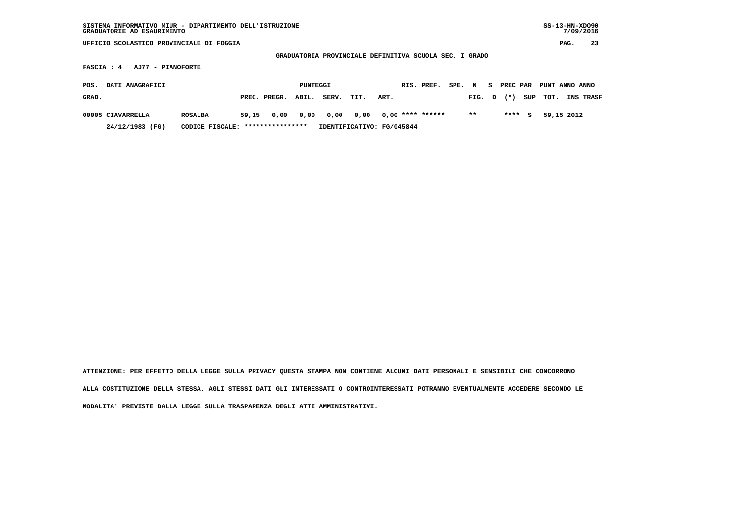SISTEMA INFORMATIVO MIUR - DIPARTIMENTO DELL'ISTRUZIONE
GRADUATORIE AD ESAURIMENTO

SS-13-HN-XDO90
7/09/2016

UFFICIO SCOLASTICO PROVINCIALE DI FOGGIA

GRADUATORIA PROVINCIALE DEFINITIVA SCUOLA SEC. I GRADO

FASCIA : 4 AJ77 - PIANOFORTE

| POS. GRAD. | DATI ANAGRAFICI | | PUNTEGGI PREC. | PREGR. | ABIL. | SERV. | TIT. | ART. | RIS. | PREF. | SPE. | N FIG. | S D | PREC PAR (*) | SUP | PUNT TOT. | ANNO INS | ANNO TRASF |
|---|---|---|---|---|---|---|---|---|---|---|---|---|---|---|---|---|---|---|
| 00005 | CIAVARRELLA | ROSALBA | 59,15 | 0,00 | 0,00 | 0,00 | 0,00 | 0,00 | **** | ****** | | ** | | **** | S | 59,15 | 2012 | |
| | 24/12/1983 (FG) | CODICE FISCALE: **************** | IDENTIFICATIVO: FG/045844 | | | | | | | | | | | | | | | |

ATTENZIONE: PER EFFETTO DELLA LEGGE SULLA PRIVACY QUESTA STAMPA NON CONTIENE ALCUNI DATI PERSONALI E SENSIBILI CHE CONCORRONO ALLA COSTITUZIONE DELLA STESSA. AGLI STESSI DATI GLI INTERESSATI O CONTROINTERESSATI POTRANNO EVENTUALMENTE ACCEDERE SECONDO LE MODALITA' PREVISTE DALLA LEGGE SULLA TRASPARENZA DEGLI ATTI AMMINISTRATIVI.